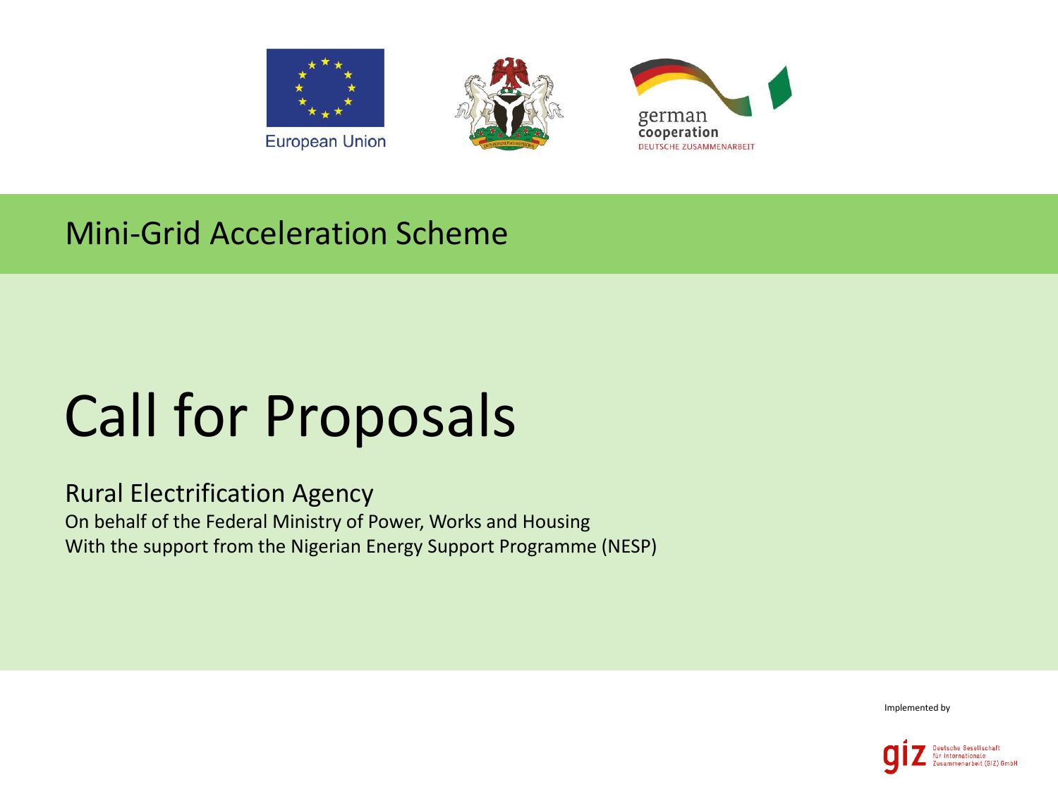European Union

german cooperation
DEUTSCHE ZUSAMMENARBEIT

## Mini-Grid Acceleration Scheme

# Call for Proposals

### Rural Electrification Agency

On behalf of the Federal Ministry of Power, Works and Housing
With the support from the Nigerian Energy Support Programme (NESP)

Implemented by

giz Deutsche Gesellschaft für Internationale Zusammenarbeit (GIZ) GmbH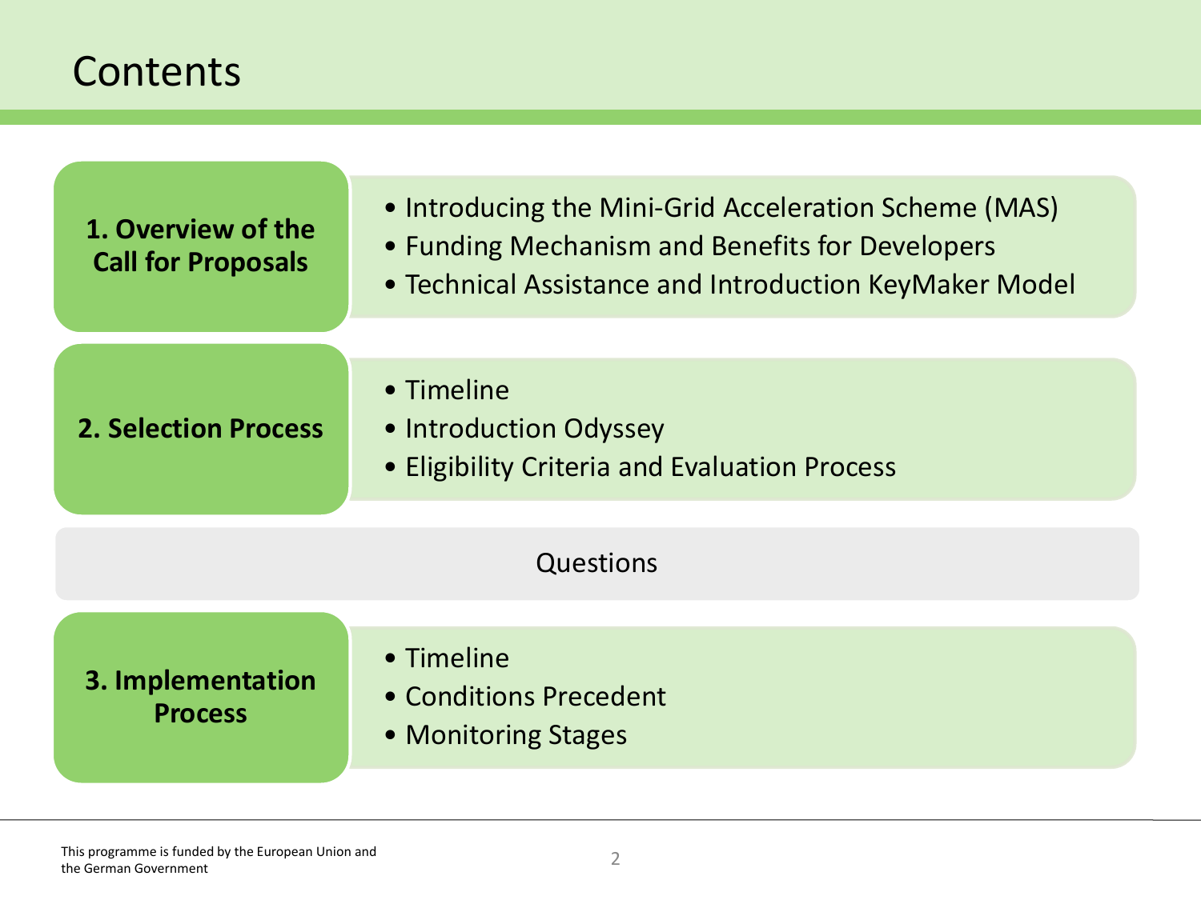# Contents

## 1. Overview of the Call for Proposals

- Introducing the Mini-Grid Acceleration Scheme (MAS)
- Funding Mechanism and Benefits for Developers
- Technical Assistance and Introduction KeyMaker Model

## 2. Selection Process

- Timeline
- Introduction Odyssey
- Eligibility Criteria and Evaluation Process

## Questions

## 3. Implementation Process

- Timeline
- Conditions Precedent
- Monitoring Stages

This programme is funded by the European Union and the German Government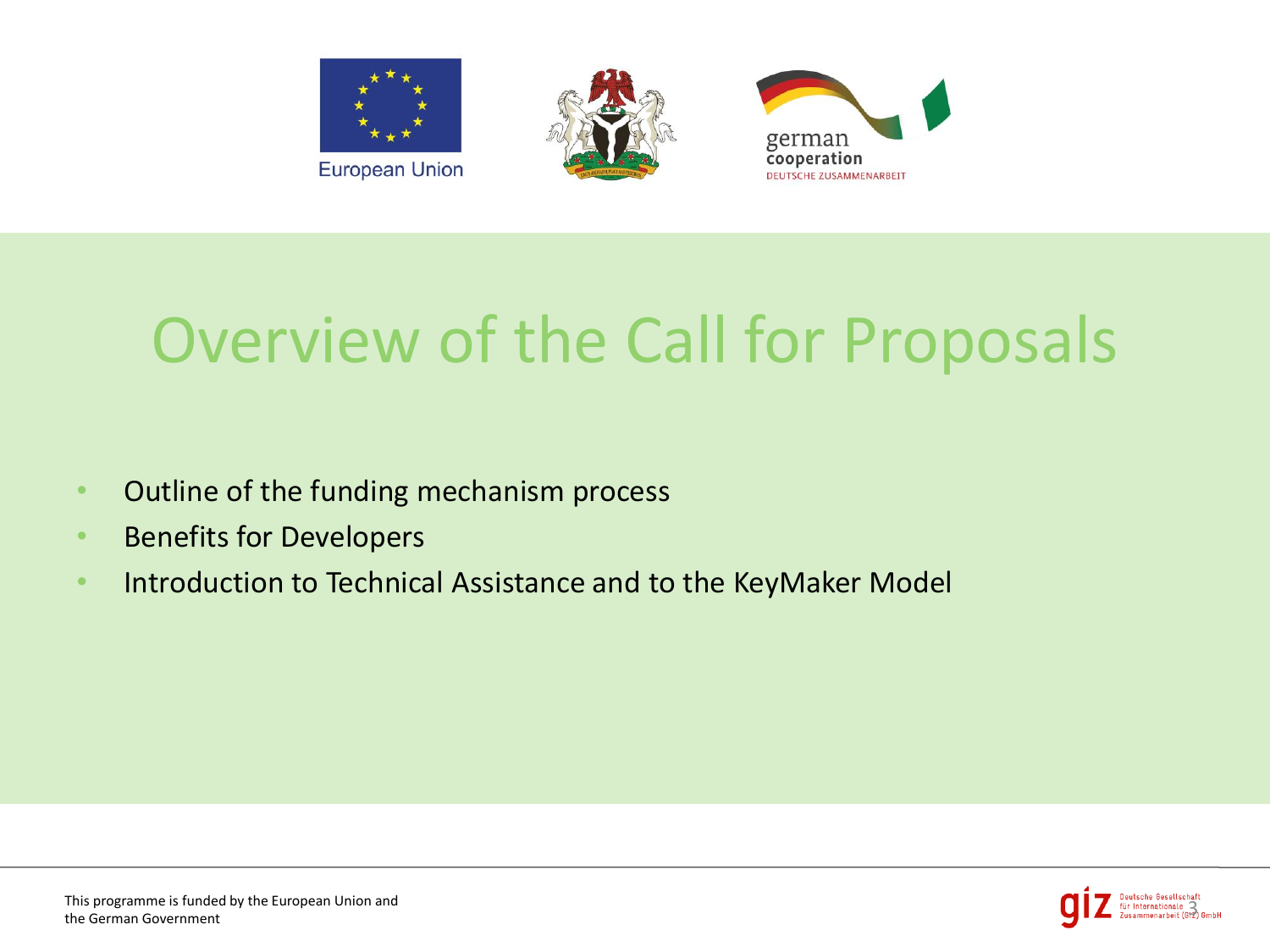# Overview of the Call for Proposals

- Outline of the funding mechanism process
- Benefits for Developers
- Introduction to Technical Assistance and to the KeyMaker Model

This programme is funded by the European Union and the German Government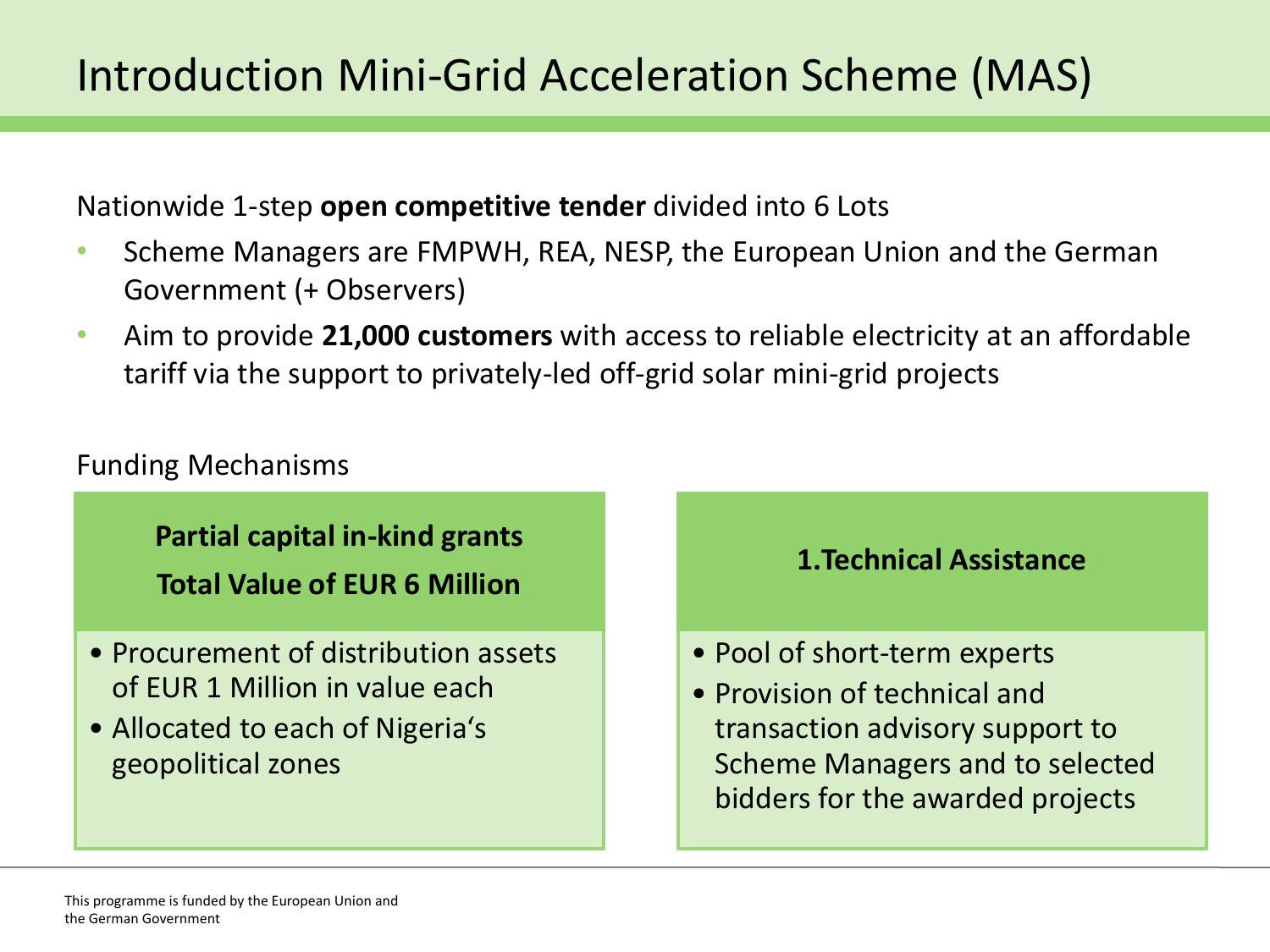# Introduction Mini-Grid Acceleration Scheme (MAS)

Nationwide 1-step **open competitive tender** divided into 6 Lots

- Scheme Managers are FMPWH, REA, NESP, the European Union and the German Government (+ Observers)
- Aim to provide **21,000 customers** with access to reliable electricity at an affordable tariff via the support to privately-led off-grid solar mini-grid projects

Funding Mechanisms

**Partial capital in-kind grants**

**Total Value of EUR 6 Million**

- Procurement of distribution assets of EUR 1 Million in value each
- Allocated to each of Nigeria's geopolitical zones

**1. Technical Assistance**

- Pool of short-term experts
- Provision of technical and transaction advisory support to Scheme Managers and to selected bidders for the awarded projects

This programme is funded by the European Union and the German Government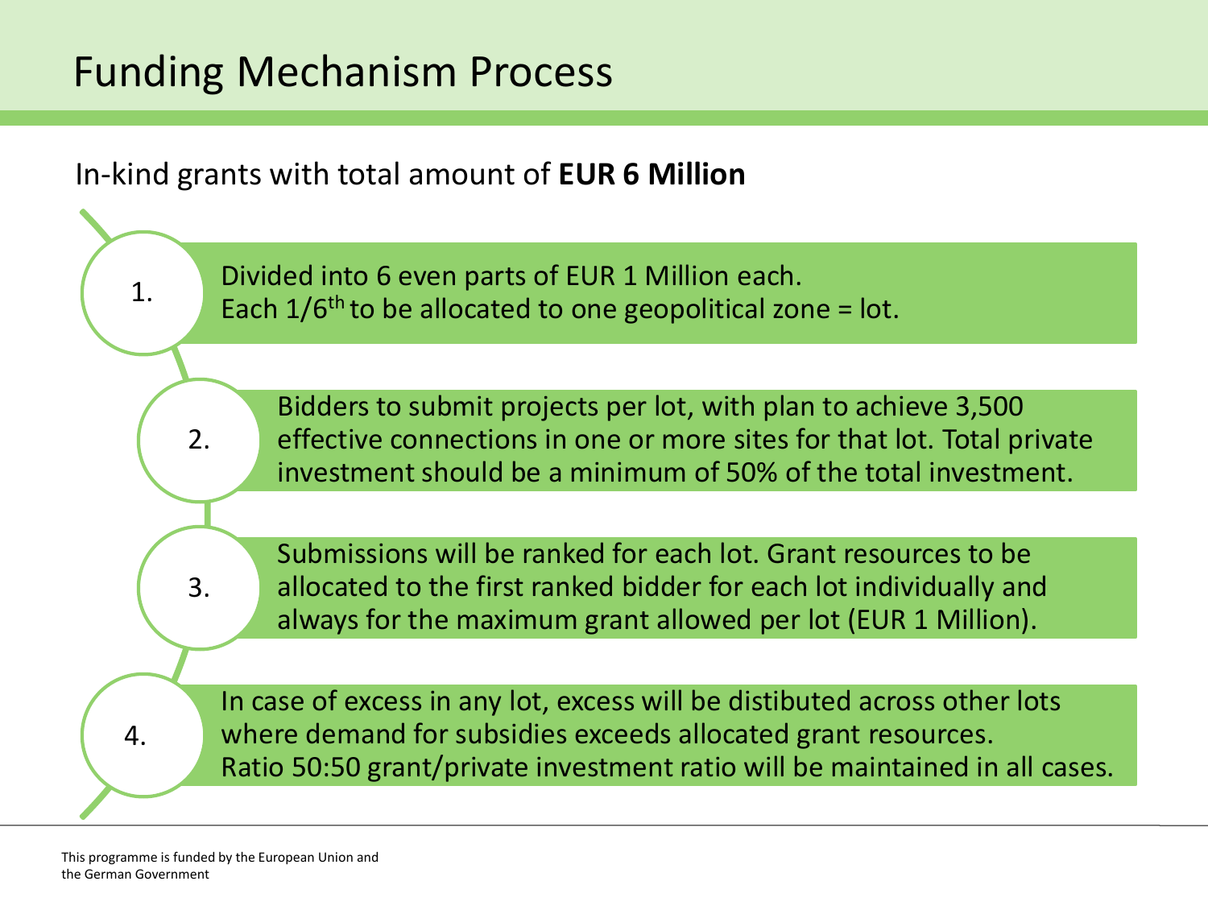# Funding Mechanism Process

In-kind grants with total amount of **EUR 6 Million**

1. Divided into 6 even parts of EUR 1 Million each.
   Each 1/6th to be allocated to one geopolitical zone = lot.

2. Bidders to submit projects per lot, with plan to achieve 3,500 effective connections in one or more sites for that lot. Total private investment should be a minimum of 50% of the total investment.

3. Submissions will be ranked for each lot. Grant resources to be allocated to the first ranked bidder for each lot individually and always for the maximum grant allowed per lot (EUR 1 Million).

4. In case of excess in any lot, excess will be distibuted across other lots where demand for subsidies exceeds allocated grant resources.
   Ratio 50:50 grant/private investment ratio will be maintained in all cases.

This programme is funded by the European Union and the German Government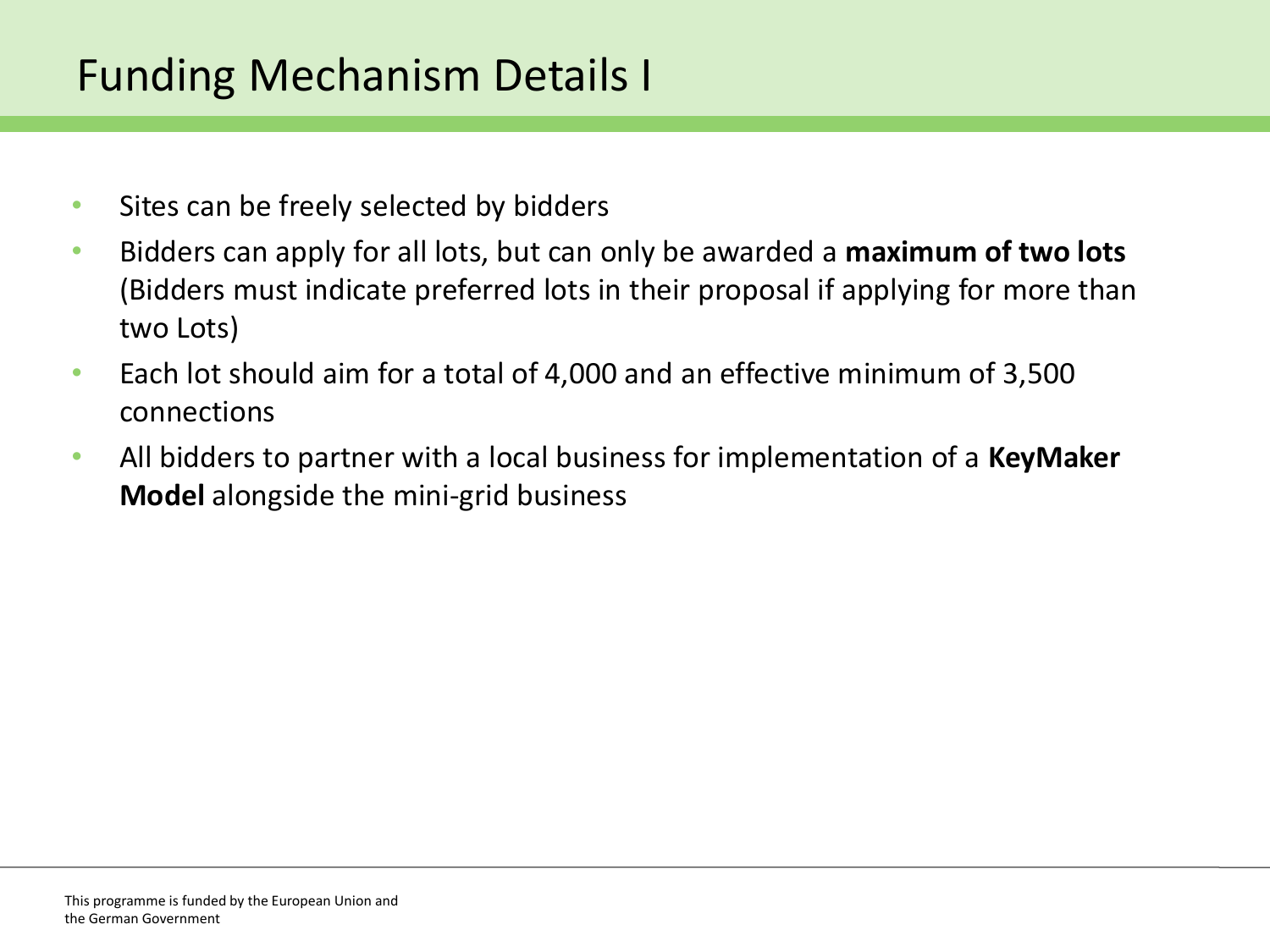# Funding Mechanism Details I

- Sites can be freely selected by bidders
- Bidders can apply for all lots, but can only be awarded a **maximum of two lots** (Bidders must indicate preferred lots in their proposal if applying for more than two Lots)
- Each lot should aim for a total of 4,000 and an effective minimum of 3,500 connections
- All bidders to partner with a local business for implementation of a **KeyMaker Model** alongside the mini-grid business

This programme is funded by the European Union and the German Government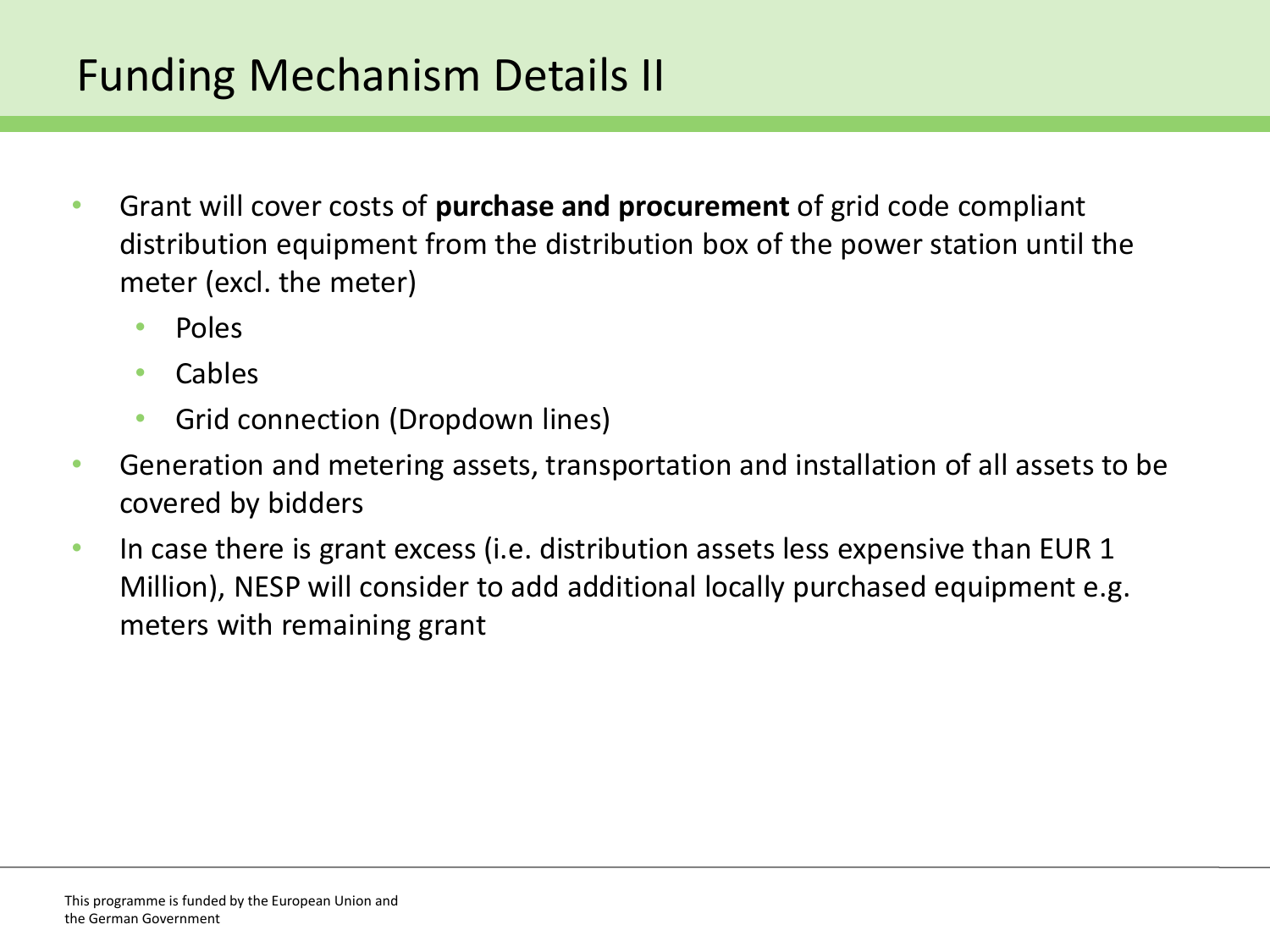# Funding Mechanism Details II

- Grant will cover costs of **purchase and procurement** of grid code compliant distribution equipment from the distribution box of the power station until the meter (excl. the meter)
  - Poles
  - Cables
  - Grid connection (Dropdown lines)
- Generation and metering assets, transportation and installation of all assets to be covered by bidders
- In case there is grant excess (i.e. distribution assets less expensive than EUR 1 Million), NESP will consider to add additional locally purchased equipment e.g. meters with remaining grant

This programme is funded by the European Union and the German Government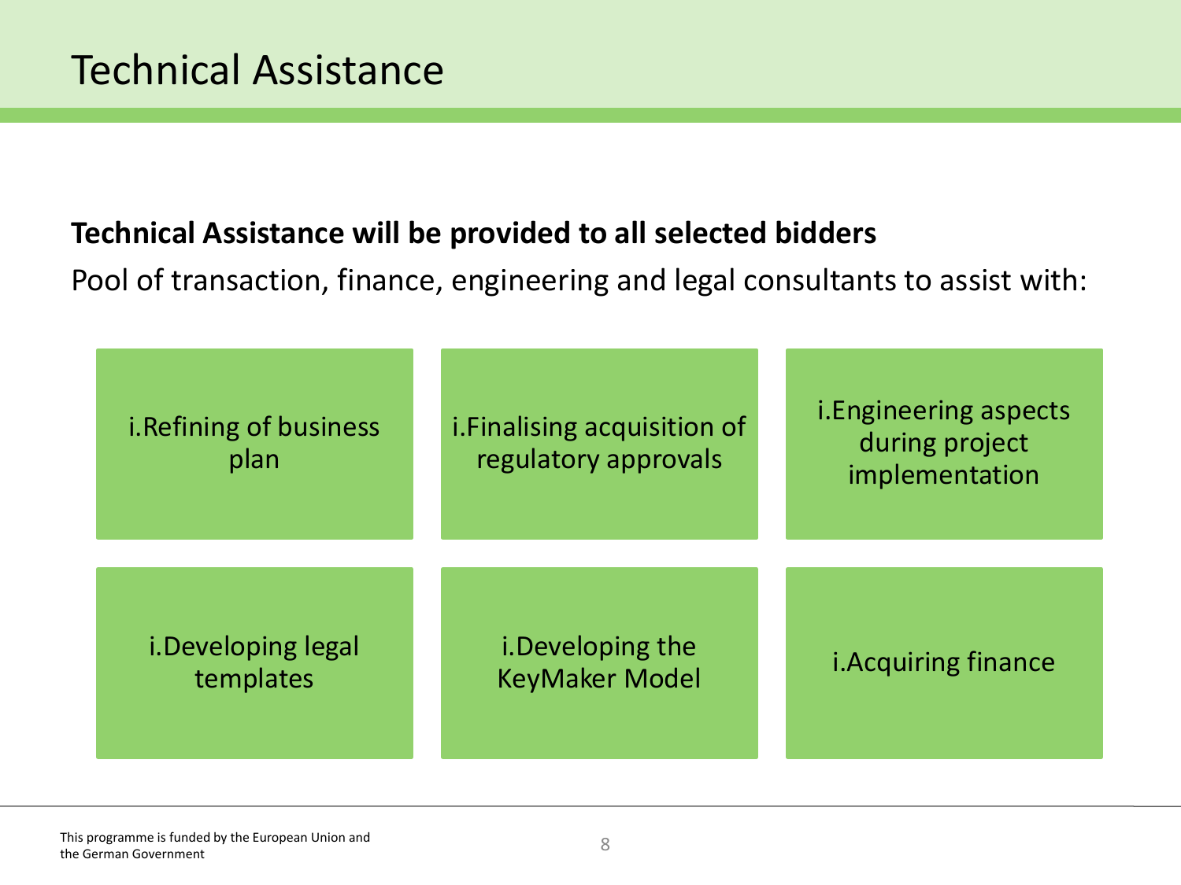# Technical Assistance

**Technical Assistance will be provided to all selected bidders**

Pool of transaction, finance, engineering and legal consultants to assist with:

- i.Refining of business plan
- i.Finalising acquisition of regulatory approvals
- i.Engineering aspects during project implementation
- i.Developing legal templates
- i.Developing the KeyMaker Model
- i.Acquiring finance

This programme is funded by the European Union and the German Government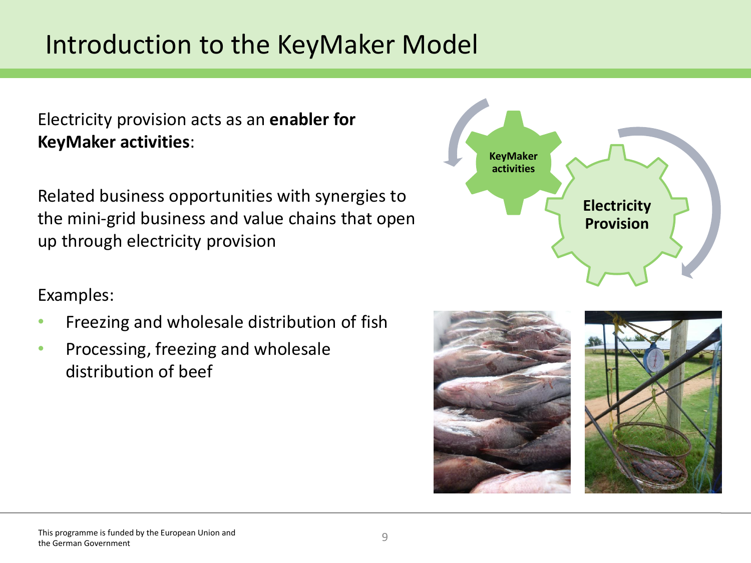# Introduction to the KeyMaker Model

Electricity provision acts as an **enabler for KeyMaker activities**:

Related business opportunities with synergies to the mini-grid business and value chains that open up through electricity provision

KeyMaker activities

Electricity Provision

Examples:

- Freezing and wholesale distribution of fish
- Processing, freezing and wholesale distribution of beef

This programme is funded by the European Union and the German Government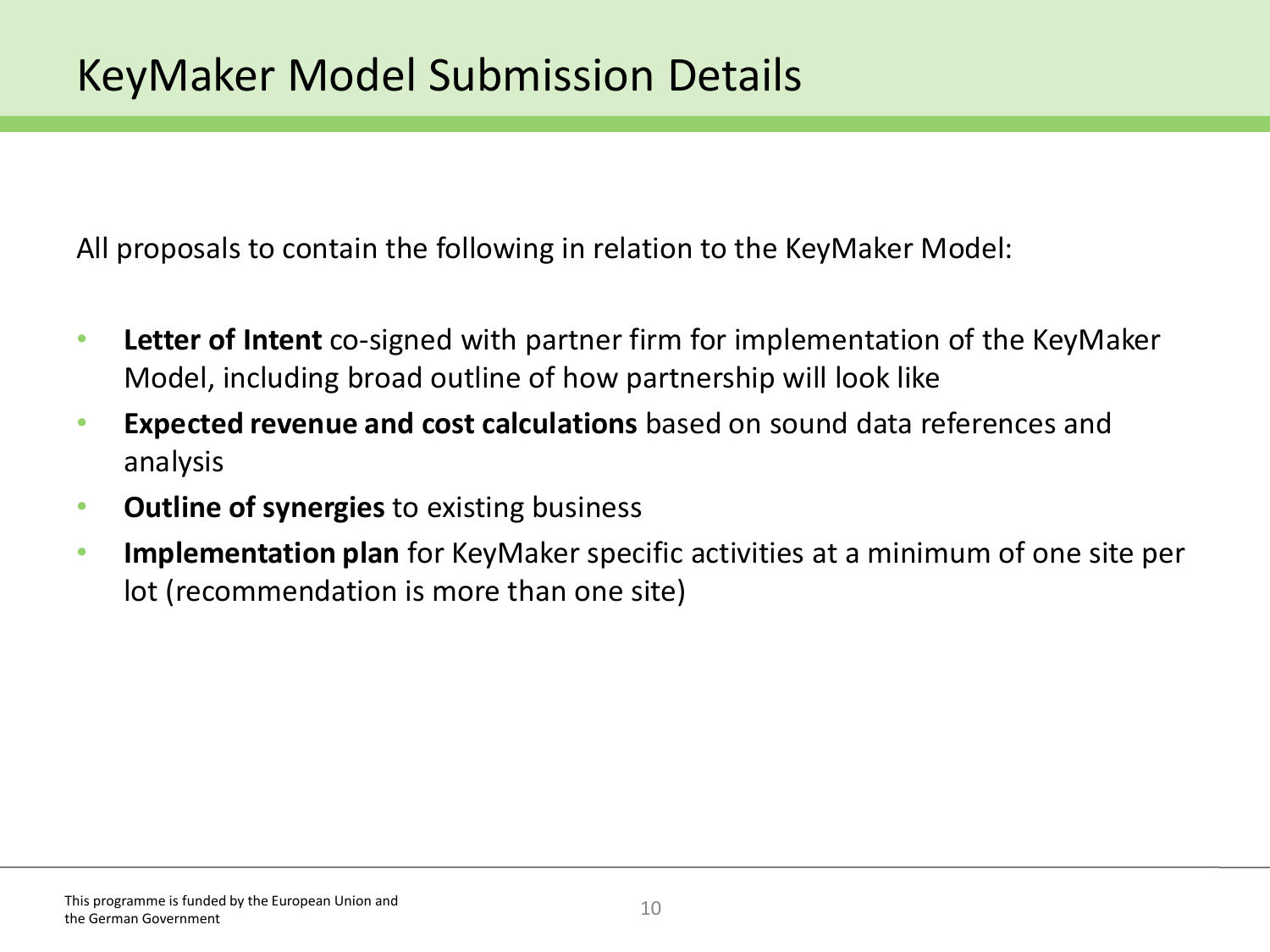# KeyMaker Model Submission Details

All proposals to contain the following in relation to the KeyMaker Model:

- **Letter of Intent** co-signed with partner firm for implementation of the KeyMaker Model, including broad outline of how partnership will look like
- **Expected revenue and cost calculations** based on sound data references and analysis
- **Outline of synergies** to existing business
- **Implementation plan** for KeyMaker specific activities at a minimum of one site per lot (recommendation is more than one site)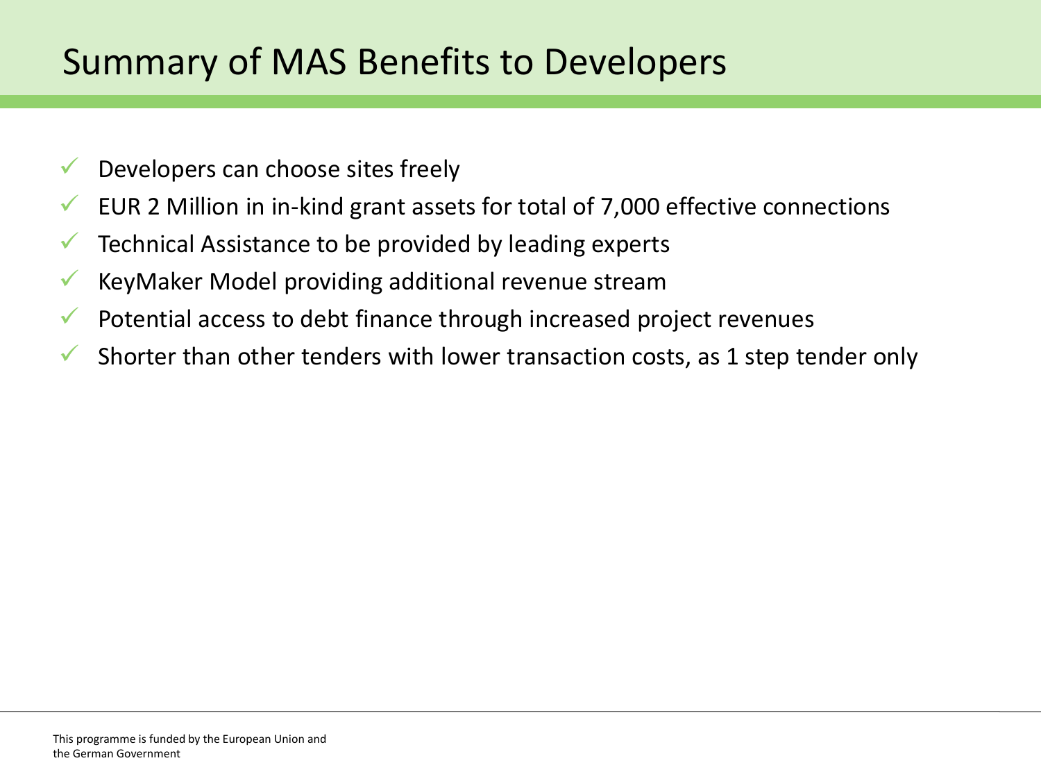# Summary of MAS Benefits to Developers

- ✓ Developers can choose sites freely
- ✓ EUR 2 Million in in-kind grant assets for total of 7,000 effective connections
- ✓ Technical Assistance to be provided by leading experts
- ✓ KeyMaker Model providing additional revenue stream
- ✓ Potential access to debt finance through increased project revenues
- ✓ Shorter than other tenders with lower transaction costs, as 1 step tender only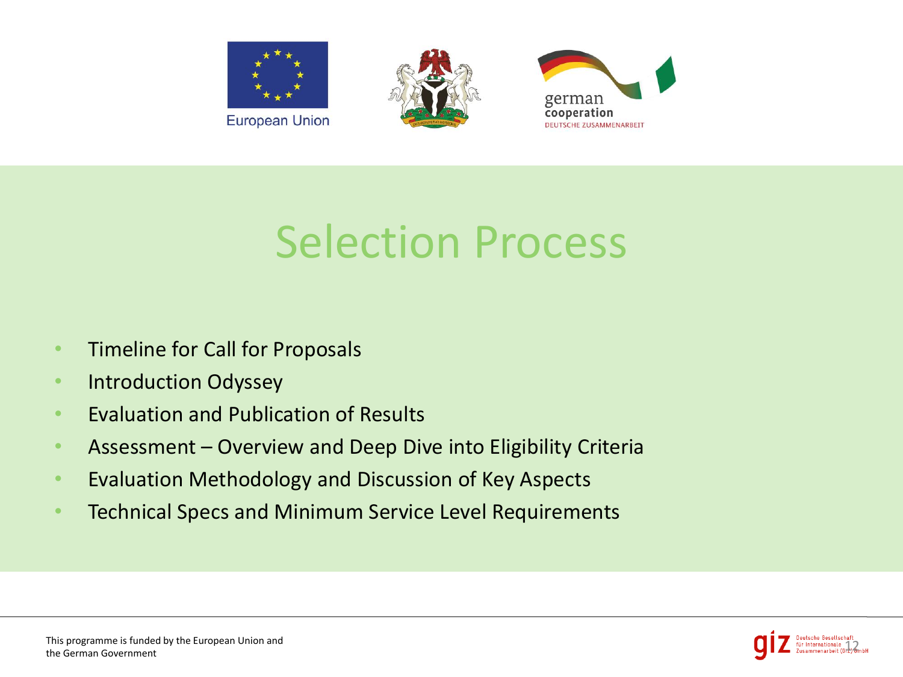# Selection Process

- Timeline for Call for Proposals
- Introduction Odyssey
- Evaluation and Publication of Results
- Assessment – Overview and Deep Dive into Eligibility Criteria
- Evaluation Methodology and Discussion of Key Aspects
- Technical Specs and Minimum Service Level Requirements

This programme is funded by the European Union and the German Government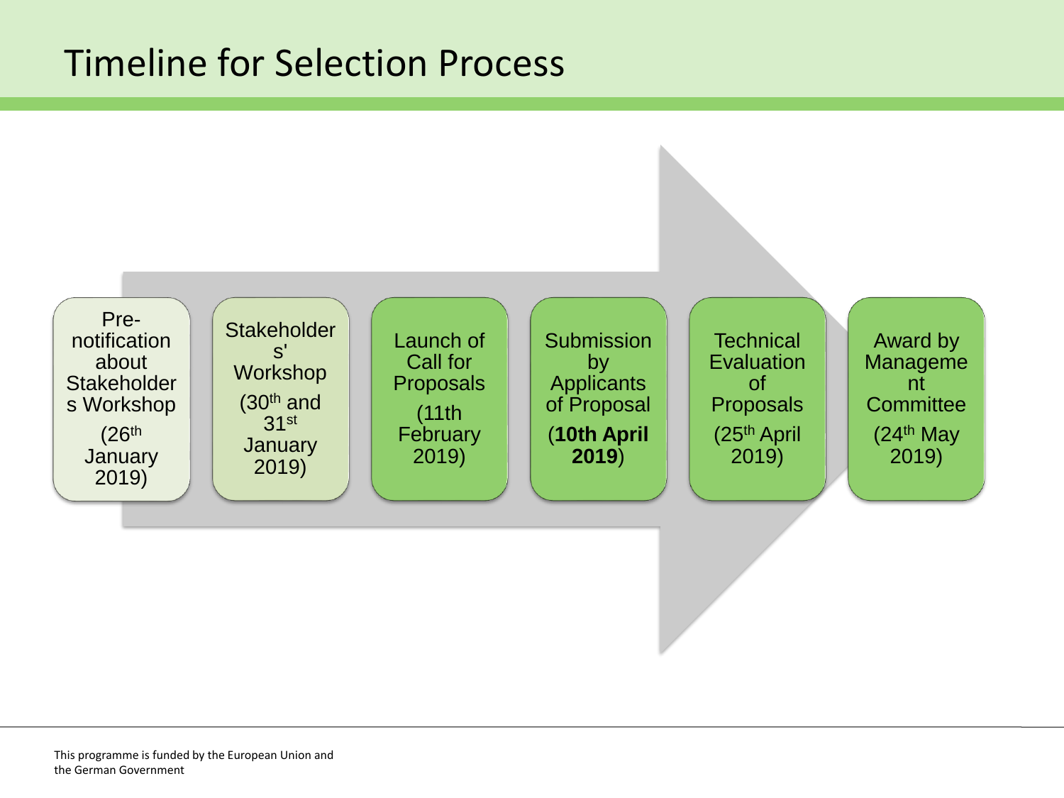# Timeline for Selection Process

1. Pre-notification about Stakeholders Workshop (26th January 2019)
2. Stakeholders' Workshop (30th and 31st January 2019)
3. Launch of Call for Proposals (11th February 2019)
4. Submission by Applicants of Proposal (**10th April 2019**)
5. Technical Evaluation of Proposals (25th April 2019)
6. Award by Management Committee (24th May 2019)

This programme is funded by the European Union and the German Government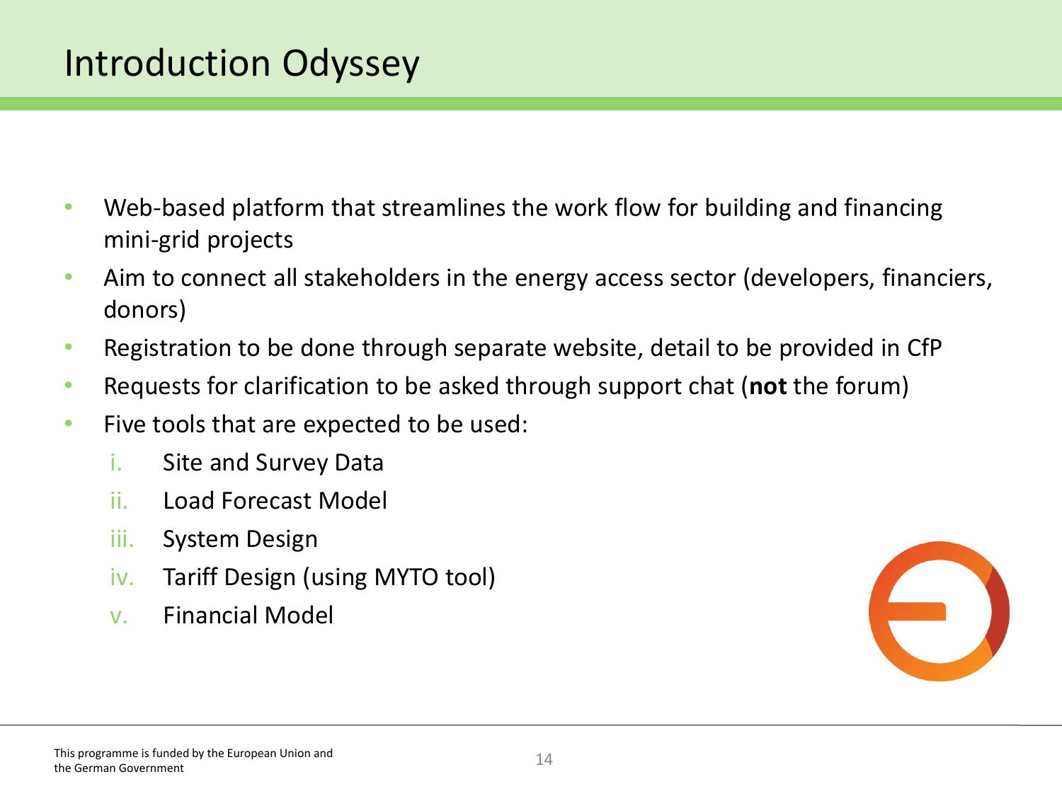# Introduction Odyssey

- Web-based platform that streamlines the work flow for building and financing mini-grid projects
- Aim to connect all stakeholders in the energy access sector (developers, financiers, donors)
- Registration to be done through separate website, detail to be provided in CfP
- Requests for clarification to be asked through support chat (**not** the forum)
- Five tools that are expected to be used:
  1. Site and Survey Data
  2. Load Forecast Model
  3. System Design
  4. Tariff Design (using MYTO tool)
  5. Financial Model

This programme is funded by the European Union and the German Government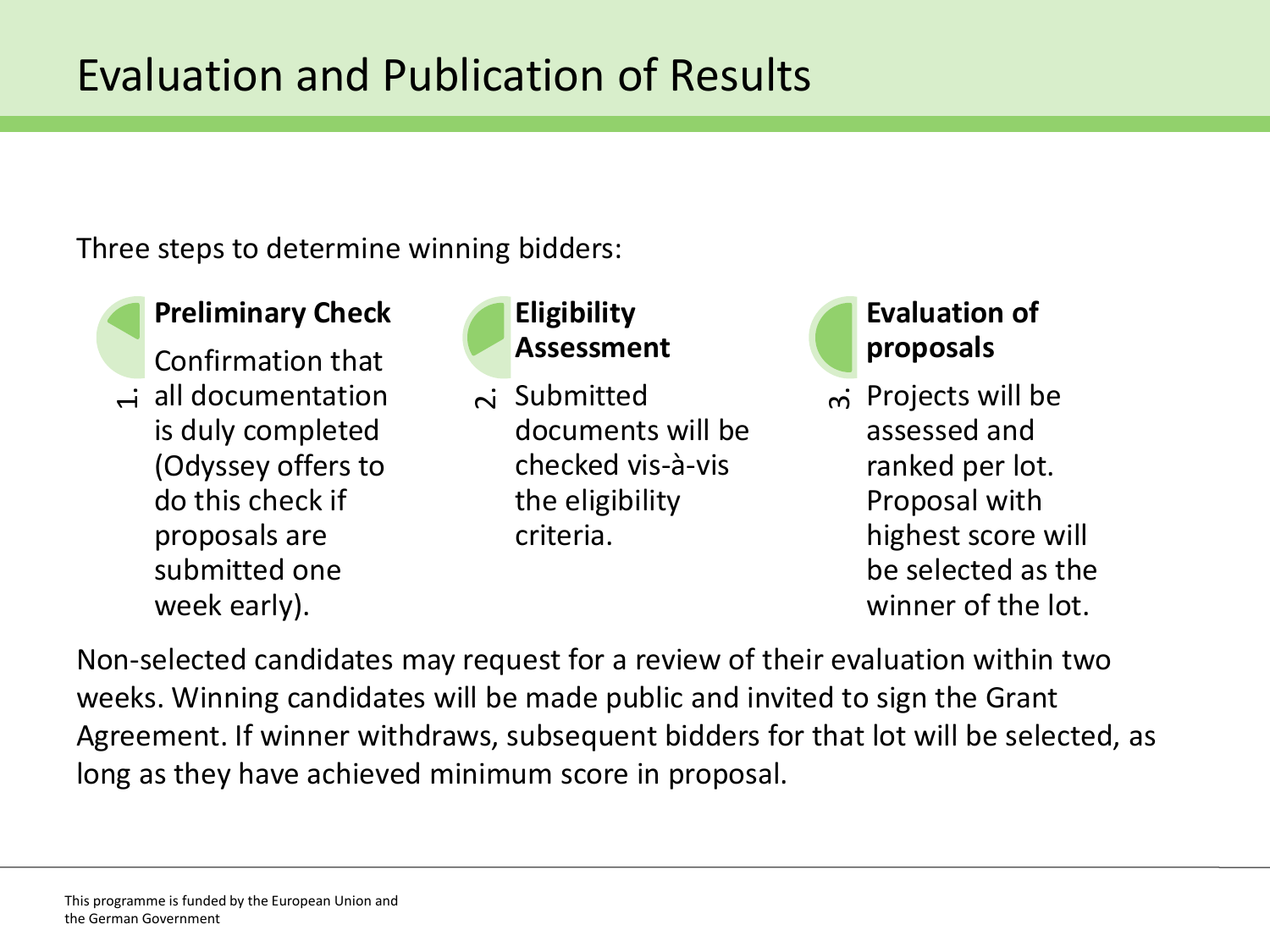# Evaluation and Publication of Results

Three steps to determine winning bidders:

1. **Preliminary Check**
   Confirmation that all documentation is duly completed (Odyssey offers to do this check if proposals are submitted one week early).

2. **Eligibility Assessment**
   Submitted documents will be checked vis-à-vis the eligibility criteria.

3. **Evaluation of proposals**
   Projects will be assessed and ranked per lot. Proposal with highest score will be selected as the winner of the lot.

Non-selected candidates may request for a review of their evaluation within two weeks. Winning candidates will be made public and invited to sign the Grant Agreement. If winner withdraws, subsequent bidders for that lot will be selected, as long as they have achieved minimum score in proposal.

This programme is funded by the European Union and the German Government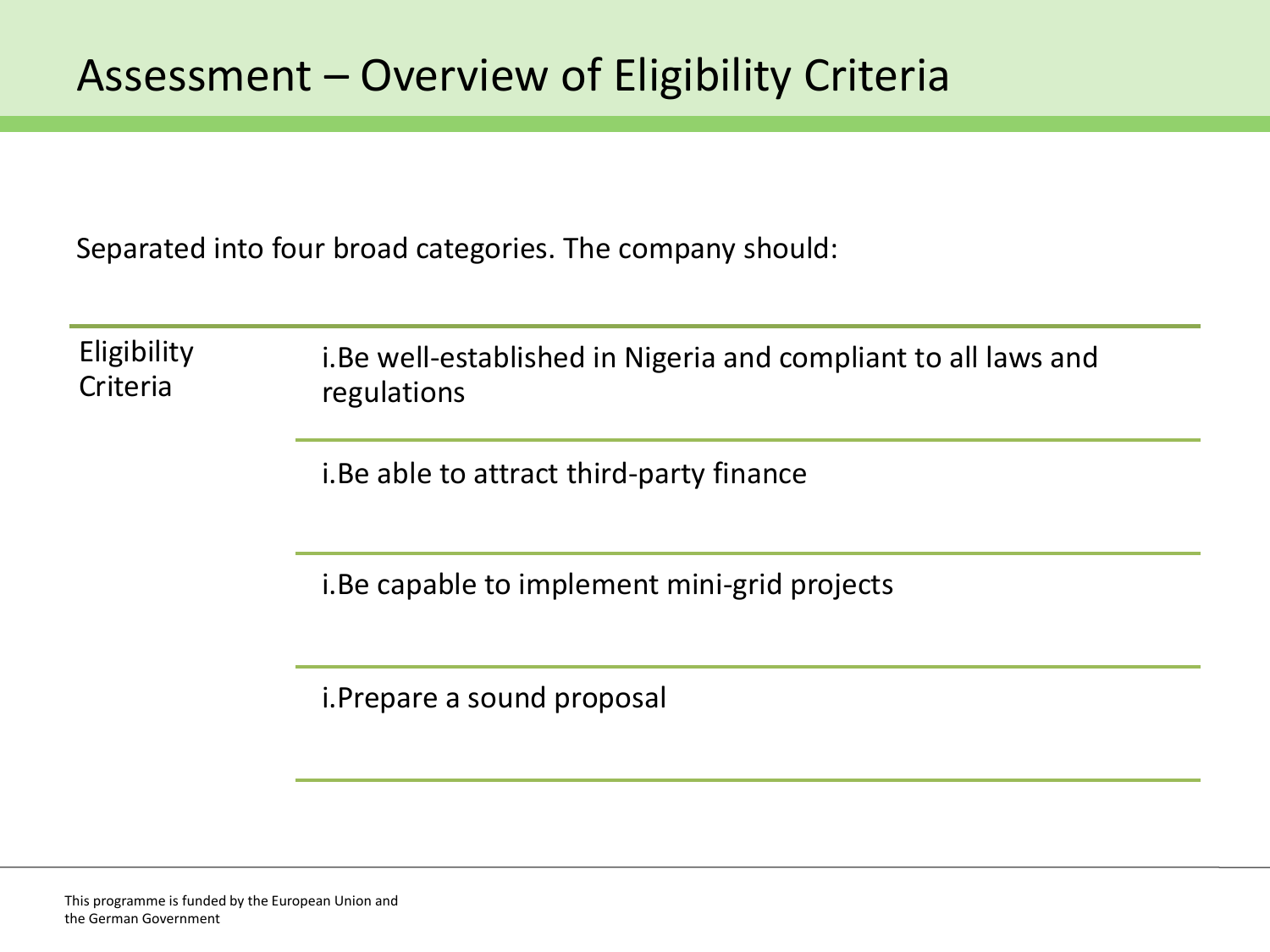# Assessment – Overview of Eligibility Criteria

Separated into four broad categories. The company should:

| Eligibility Criteria | i.Be well-established in Nigeria and compliant to all laws and regulations |
|---|---|
| | i.Be able to attract third-party finance |
| | i.Be capable to implement mini-grid projects |
| | i.Prepare a sound proposal |

This programme is funded by the European Union and the German Government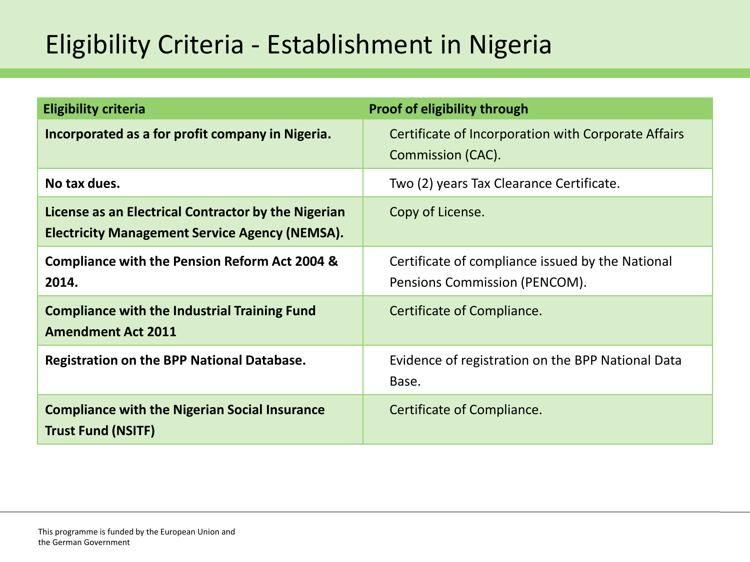# Eligibility Criteria - Establishment in Nigeria

| Eligibility criteria | Proof of eligibility through |
|---|---|
| **Incorporated as a for profit company in Nigeria.** | Certificate of Incorporation with Corporate Affairs Commission (CAC). |
| **No tax dues.** | Two (2) years Tax Clearance Certificate. |
| **License as an Electrical Contractor by the Nigerian Electricity Management Service Agency (NEMSA).** | Copy of License. |
| **Compliance with the Pension Reform Act 2004 & 2014.** | Certificate of compliance issued by the National Pensions Commission (PENCOM). |
| **Compliance with the Industrial Training Fund Amendment Act 2011** | Certificate of Compliance. |
| **Registration on the BPP National Database.** | Evidence of registration on the BPP National Data Base. |
| **Compliance with the Nigerian Social Insurance Trust Fund (NSITF)** | Certificate of Compliance. |

This programme is funded by the European Union and the German Government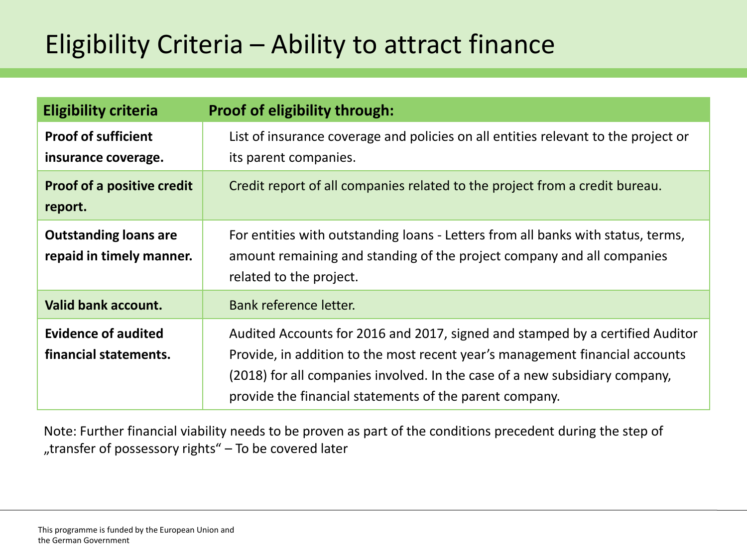# Eligibility Criteria – Ability to attract finance

| Eligibility criteria | Proof of eligibility through: |
| --- | --- |
| **Proof of sufficient insurance coverage.** | List of insurance coverage and policies on all entities relevant to the project or its parent companies. |
| **Proof of a positive credit report.** | Credit report of all companies related to the project from a credit bureau. |
| **Outstanding loans are repaid in timely manner.** | For entities with outstanding loans - Letters from all banks with status, terms, amount remaining and standing of the project company and all companies related to the project. |
| **Valid bank account.** | Bank reference letter. |
| **Evidence of audited financial statements.** | Audited Accounts for 2016 and 2017, signed and stamped by a certified Auditor Provide, in addition to the most recent year's management financial accounts (2018) for all companies involved. In the case of a new subsidiary company, provide the financial statements of the parent company. |

Note: Further financial viability needs to be proven as part of the conditions precedent during the step of „transfer of possessory rights" – To be covered later

This programme is funded by the European Union and the German Government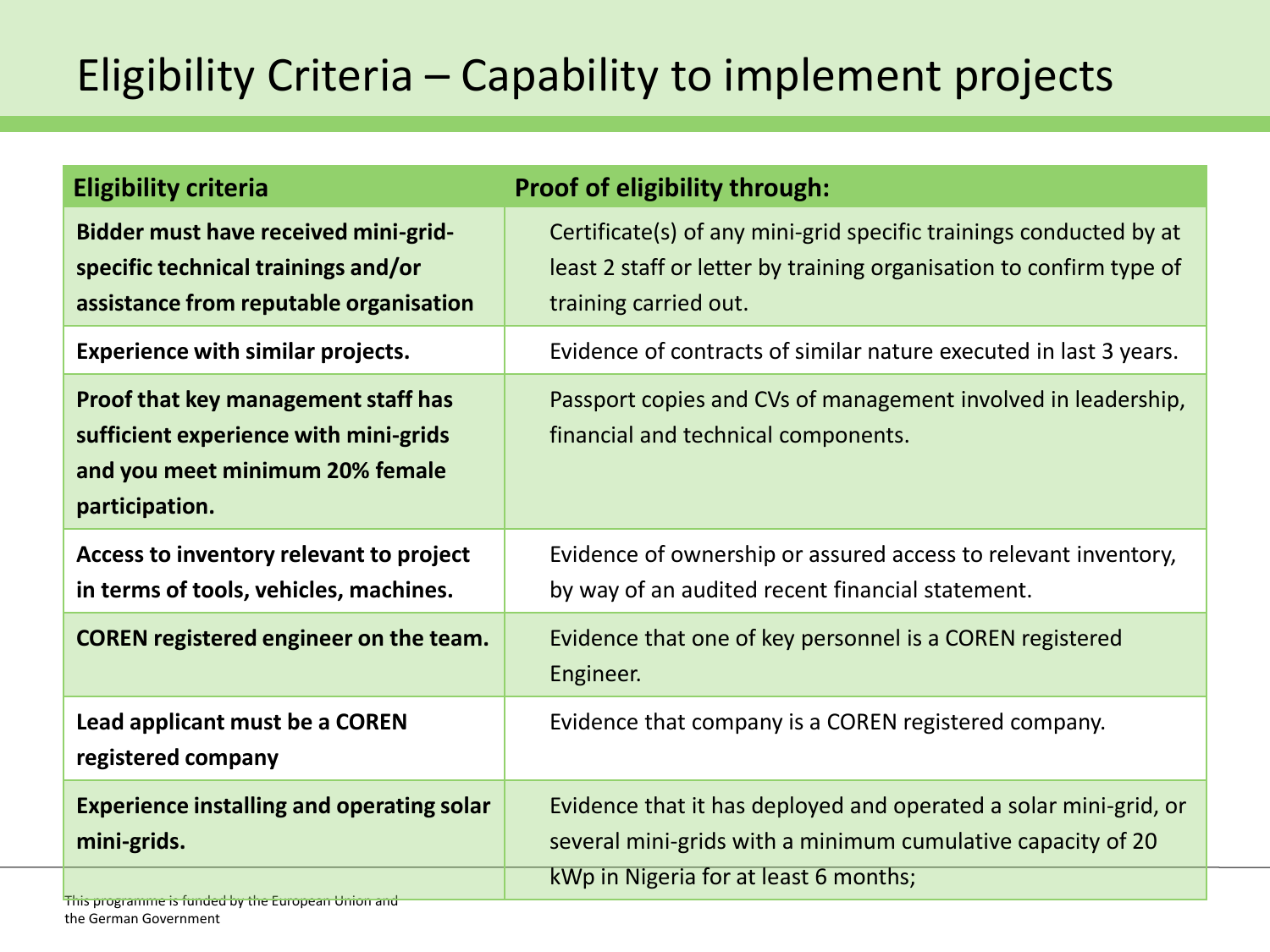# Eligibility Criteria – Capability to implement projects

| Eligibility criteria | Proof of eligibility through: |
| --- | --- |
| **Bidder must have received mini-grid-specific technical trainings and/or assistance from reputable organisation** | Certificate(s) of any mini-grid specific trainings conducted by at least 2 staff or letter by training organisation to confirm type of training carried out. |
| **Experience with similar projects.** | Evidence of contracts of similar nature executed in last 3 years. |
| **Proof that key management staff has sufficient experience with mini-grids and you meet minimum 20% female participation.** | Passport copies and CVs of management involved in leadership, financial and technical components. |
| **Access to inventory relevant to project in terms of tools, vehicles, machines.** | Evidence of ownership or assured access to relevant inventory, by way of an audited recent financial statement. |
| **COREN registered engineer on the team.** | Evidence that one of key personnel is a COREN registered Engineer. |
| **Lead applicant must be a COREN registered company** | Evidence that company is a COREN registered company. |
| **Experience installing and operating solar mini-grids.** | Evidence that it has deployed and operated a solar mini-grid, or several mini-grids with a minimum cumulative capacity of 20 kWp in Nigeria for at least 6 months; |

This programme is funded by the European Union and the German Government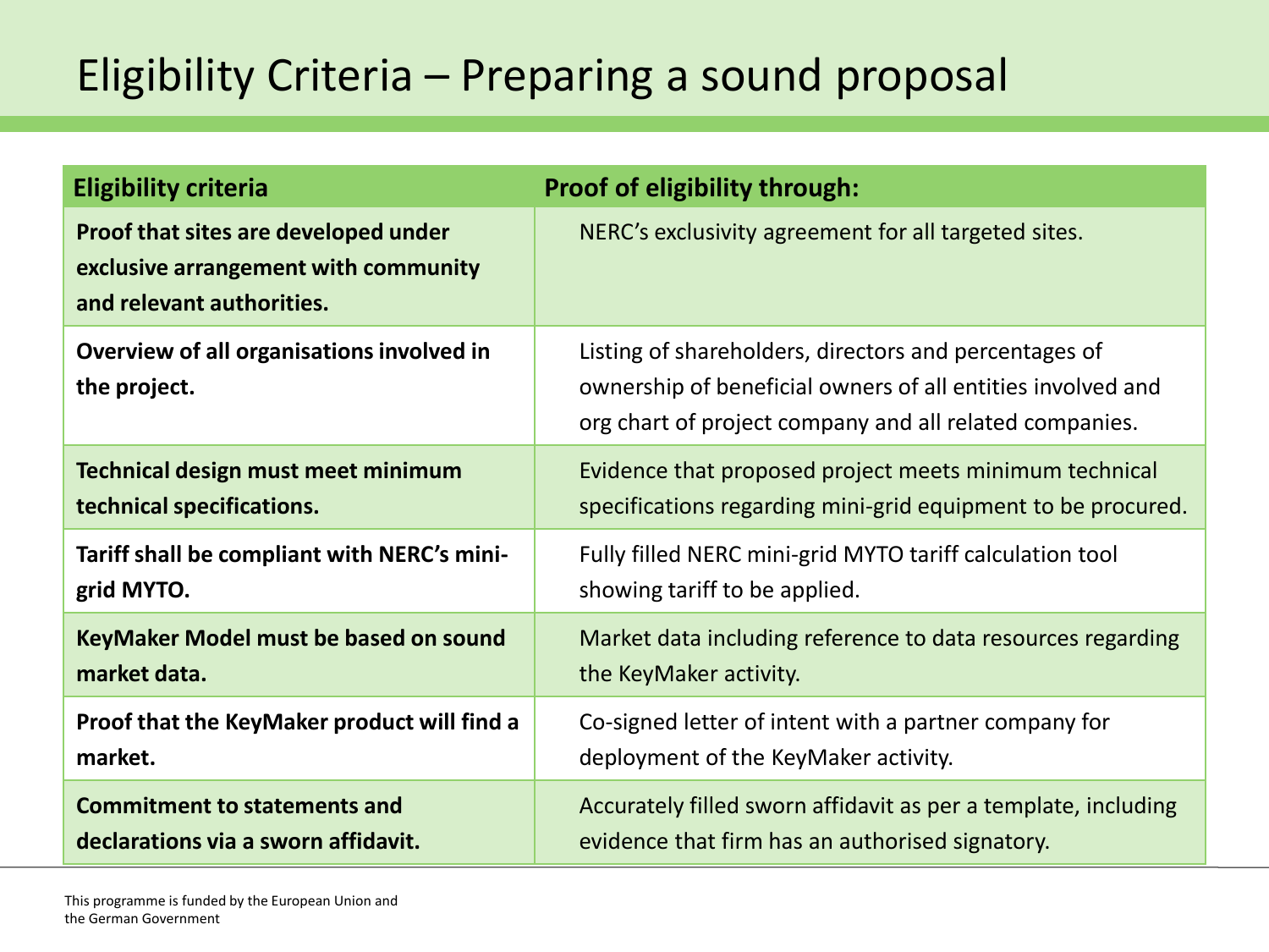# Eligibility Criteria – Preparing a sound proposal

| Eligibility criteria | Proof of eligibility through: |
| --- | --- |
| **Proof that sites are developed under exclusive arrangement with community and relevant authorities.** | NERC's exclusivity agreement for all targeted sites. |
| **Overview of all organisations involved in the project.** | Listing of shareholders, directors and percentages of ownership of beneficial owners of all entities involved and org chart of project company and all related companies. |
| **Technical design must meet minimum technical specifications.** | Evidence that proposed project meets minimum technical specifications regarding mini-grid equipment to be procured. |
| **Tariff shall be compliant with NERC's mini-grid MYTO.** | Fully filled NERC mini-grid MYTO tariff calculation tool showing tariff to be applied. |
| **KeyMaker Model must be based on sound market data.** | Market data including reference to data resources regarding the KeyMaker activity. |
| **Proof that the KeyMaker product will find a market.** | Co-signed letter of intent with a partner company for deployment of the KeyMaker activity. |
| **Commitment to statements and declarations via a sworn affidavit.** | Accurately filled sworn affidavit as per a template, including evidence that firm has an authorised signatory. |

This programme is funded by the European Union and the German Government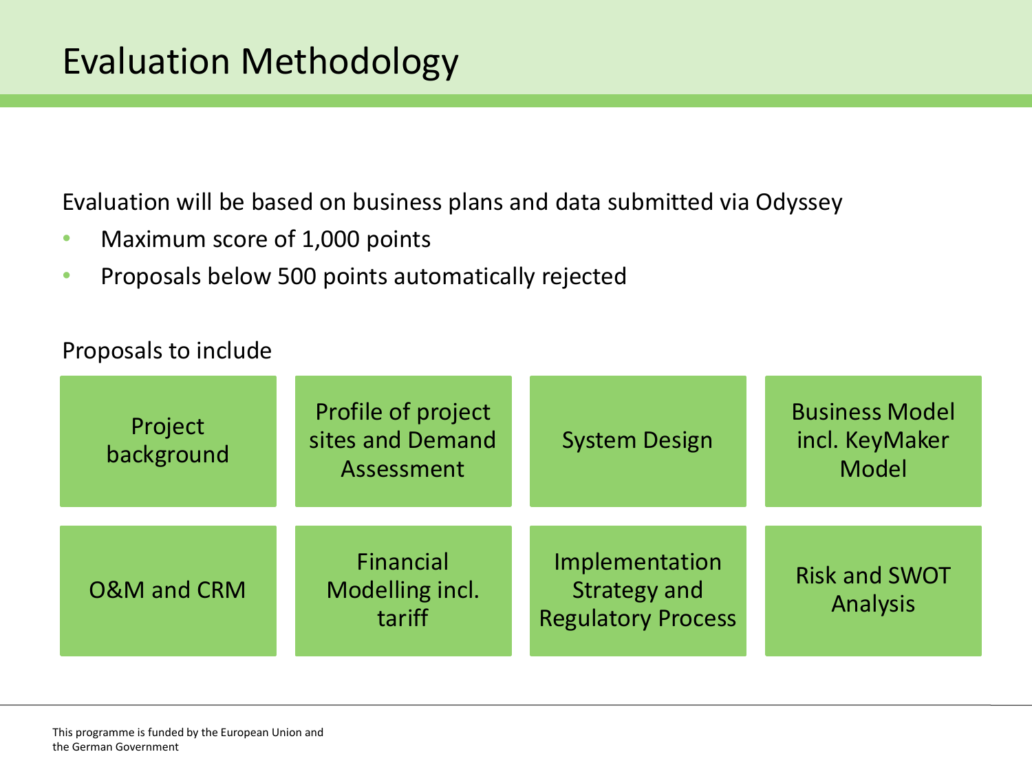# Evaluation Methodology

Evaluation will be based on business plans and data submitted via Odyssey

- Maximum score of 1,000 points
- Proposals below 500 points automatically rejected

Proposals to include

| | | | |
|---|---|---|---|
| Project background | Profile of project sites and Demand Assessment | System Design | Business Model incl. KeyMaker Model |
| O&M and CRM | Financial Modelling incl. tariff | Implementation Strategy and Regulatory Process | Risk and SWOT Analysis |

This programme is funded by the European Union and the German Government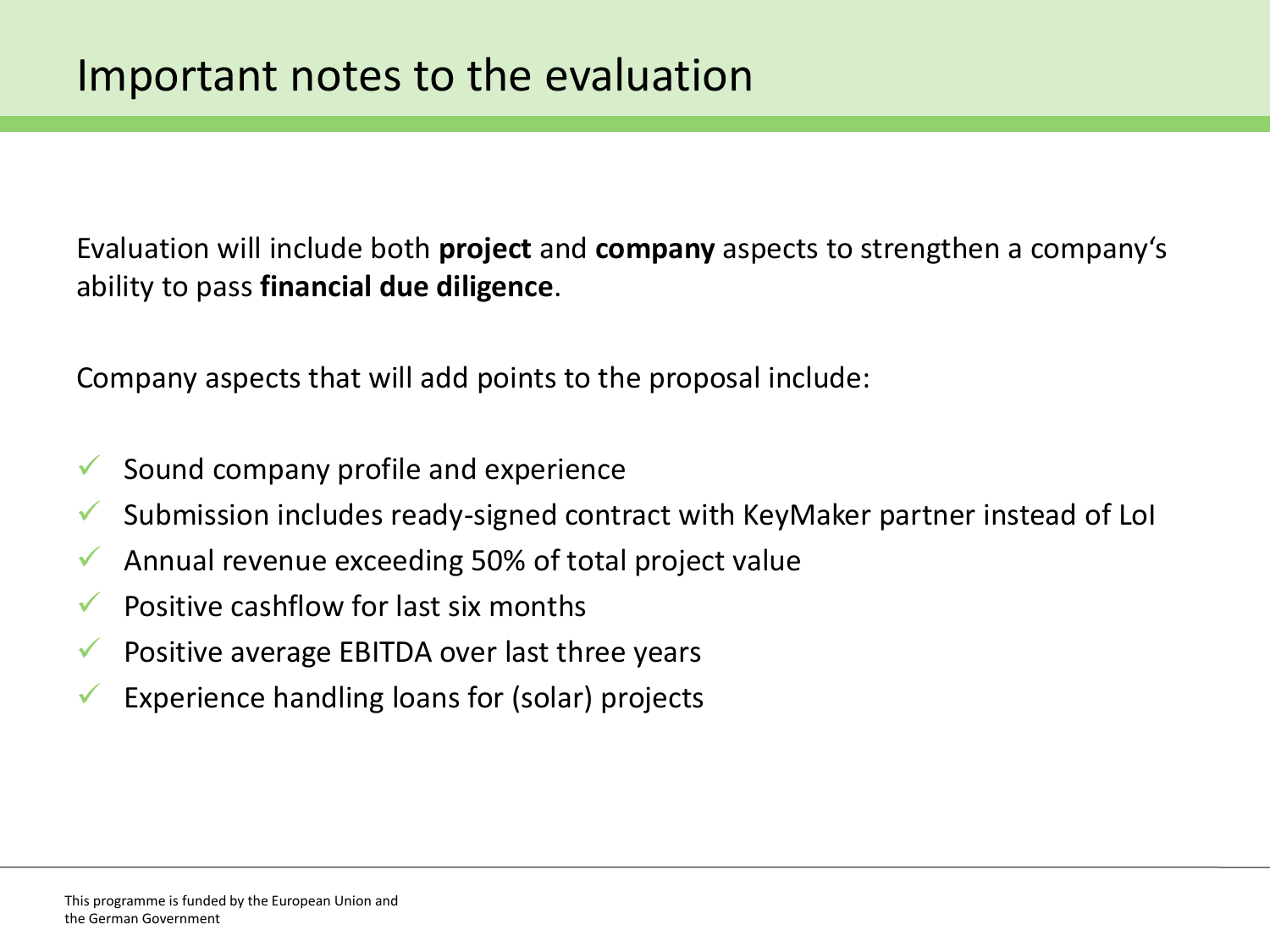# Important notes to the evaluation

Evaluation will include both **project** and **company** aspects to strengthen a company's ability to pass **financial due diligence**.

Company aspects that will add points to the proposal include:

- ✓ Sound company profile and experience
- ✓ Submission includes ready-signed contract with KeyMaker partner instead of LoI
- ✓ Annual revenue exceeding 50% of total project value
- ✓ Positive cashflow for last six months
- ✓ Positive average EBITDA over last three years
- ✓ Experience handling loans for (solar) projects

This programme is funded by the European Union and the German Government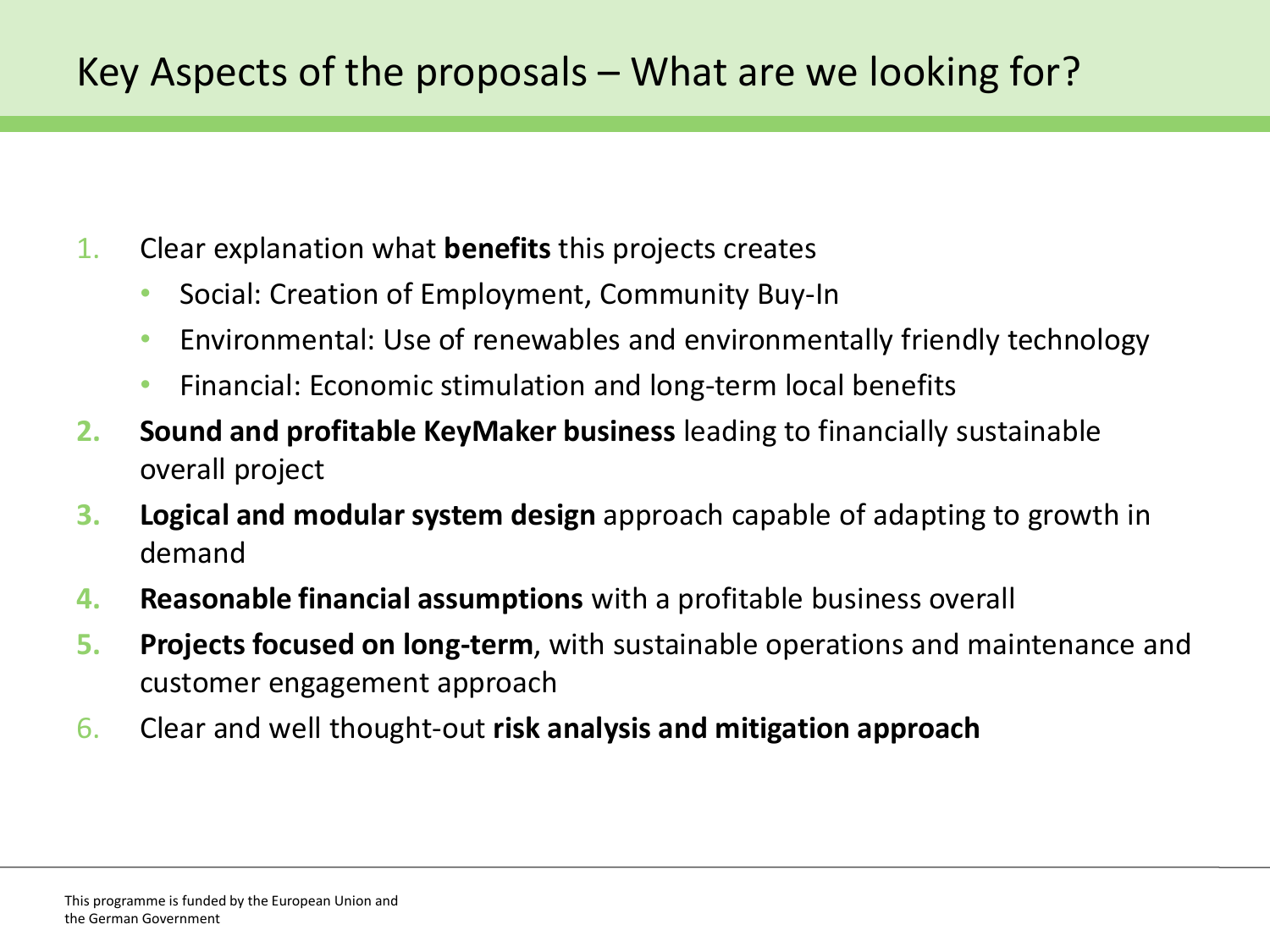# Key Aspects of the proposals – What are we looking for?

1. Clear explanation what **benefits** this projects creates
   - Social: Creation of Employment, Community Buy-In
   - Environmental: Use of renewables and environmentally friendly technology
   - Financial: Economic stimulation and long-term local benefits
2. **Sound and profitable KeyMaker business** leading to financially sustainable overall project
3. **Logical and modular system design** approach capable of adapting to growth in demand
4. **Reasonable financial assumptions** with a profitable business overall
5. **Projects focused on long-term**, with sustainable operations and maintenance and customer engagement approach
6. Clear and well thought-out **risk analysis and mitigation approach**

This programme is funded by the European Union and the German Government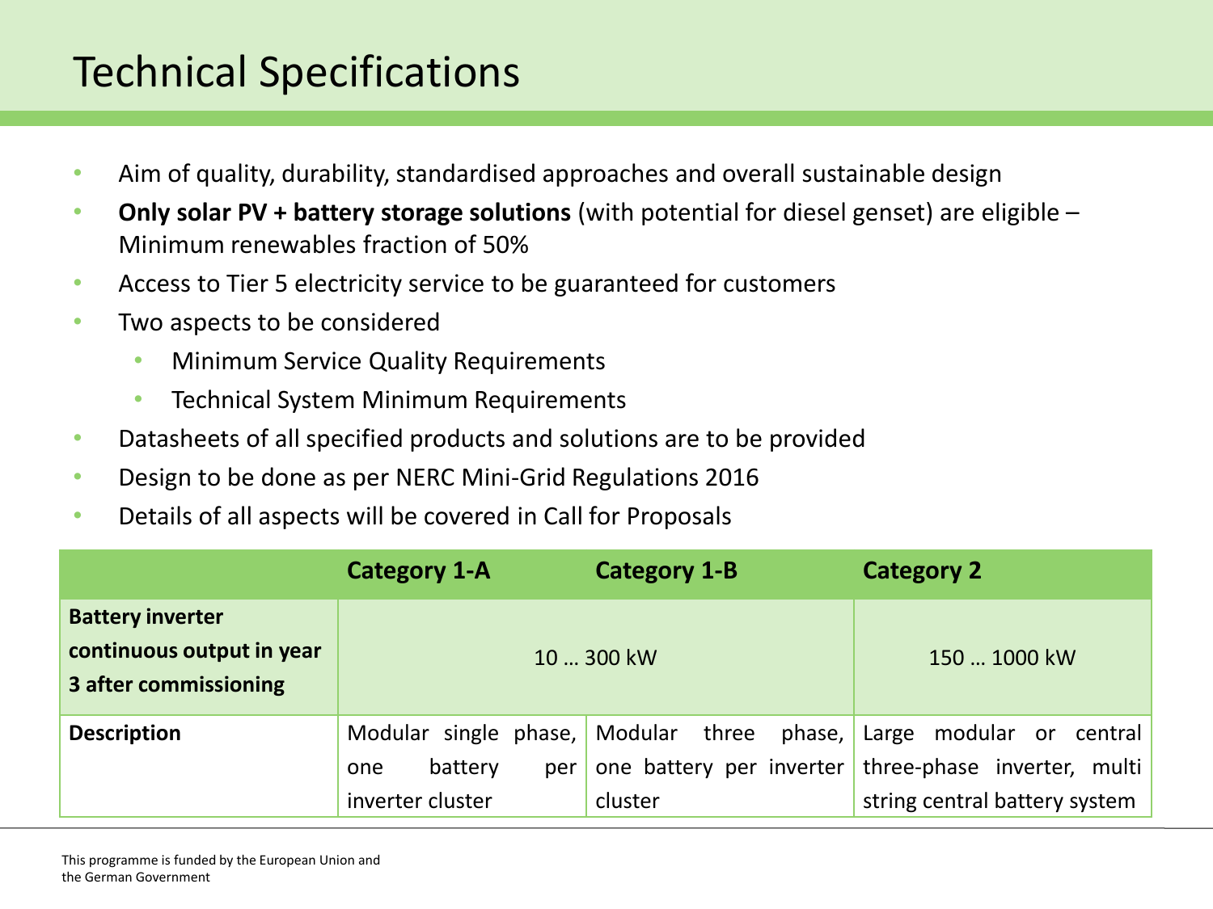# Technical Specifications

- Aim of quality, durability, standardised approaches and overall sustainable design
- **Only solar PV + battery storage solutions** (with potential for diesel genset) are eligible – Minimum renewables fraction of 50%
- Access to Tier 5 electricity service to be guaranteed for customers
- Two aspects to be considered
  - Minimum Service Quality Requirements
  - Technical System Minimum Requirements
- Datasheets of all specified products and solutions are to be provided
- Design to be done as per NERC Mini-Grid Regulations 2016
- Details of all aspects will be covered in Call for Proposals

| | **Category 1-A** | **Category 1-B** | **Category 2** |
|---|---|---|---|
| **Battery inverter continuous output in year 3 after commissioning** | 10 … 300 kW | | 150 … 1000 kW |
| **Description** | Modular single phase, one battery per inverter cluster | Modular three phase, one battery per inverter cluster | Large modular or central three-phase inverter, multi string central battery system |

This programme is funded by the European Union and the German Government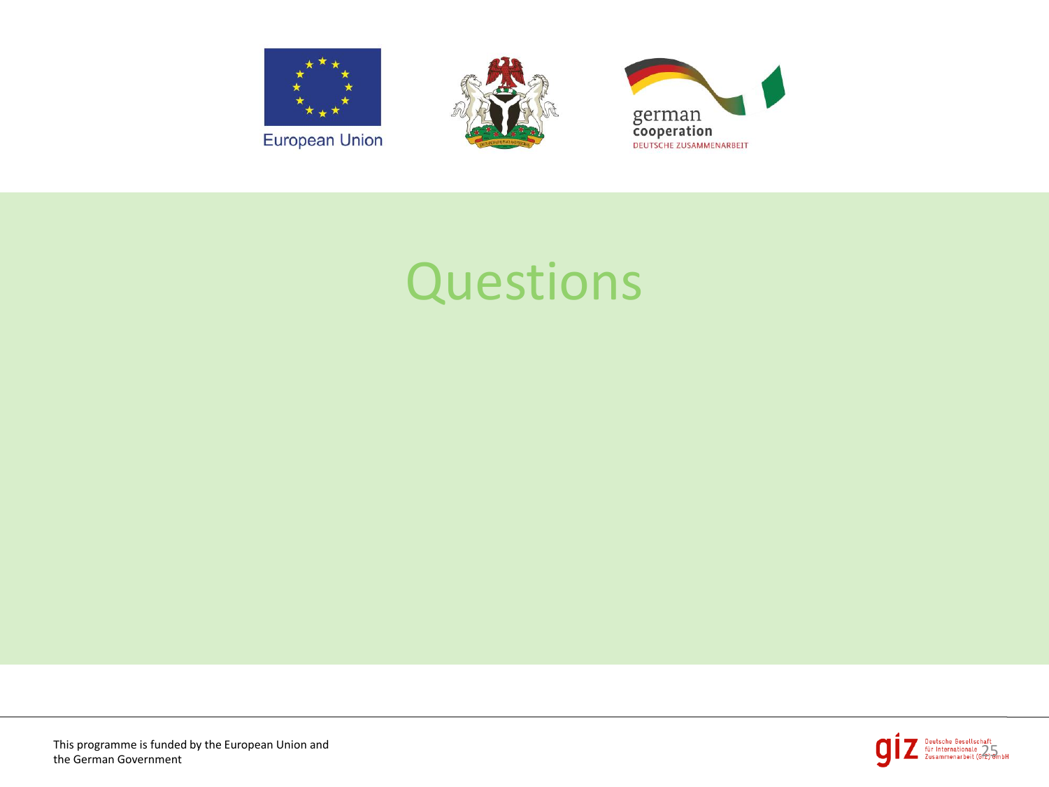# Questions

This programme is funded by the European Union and the German Government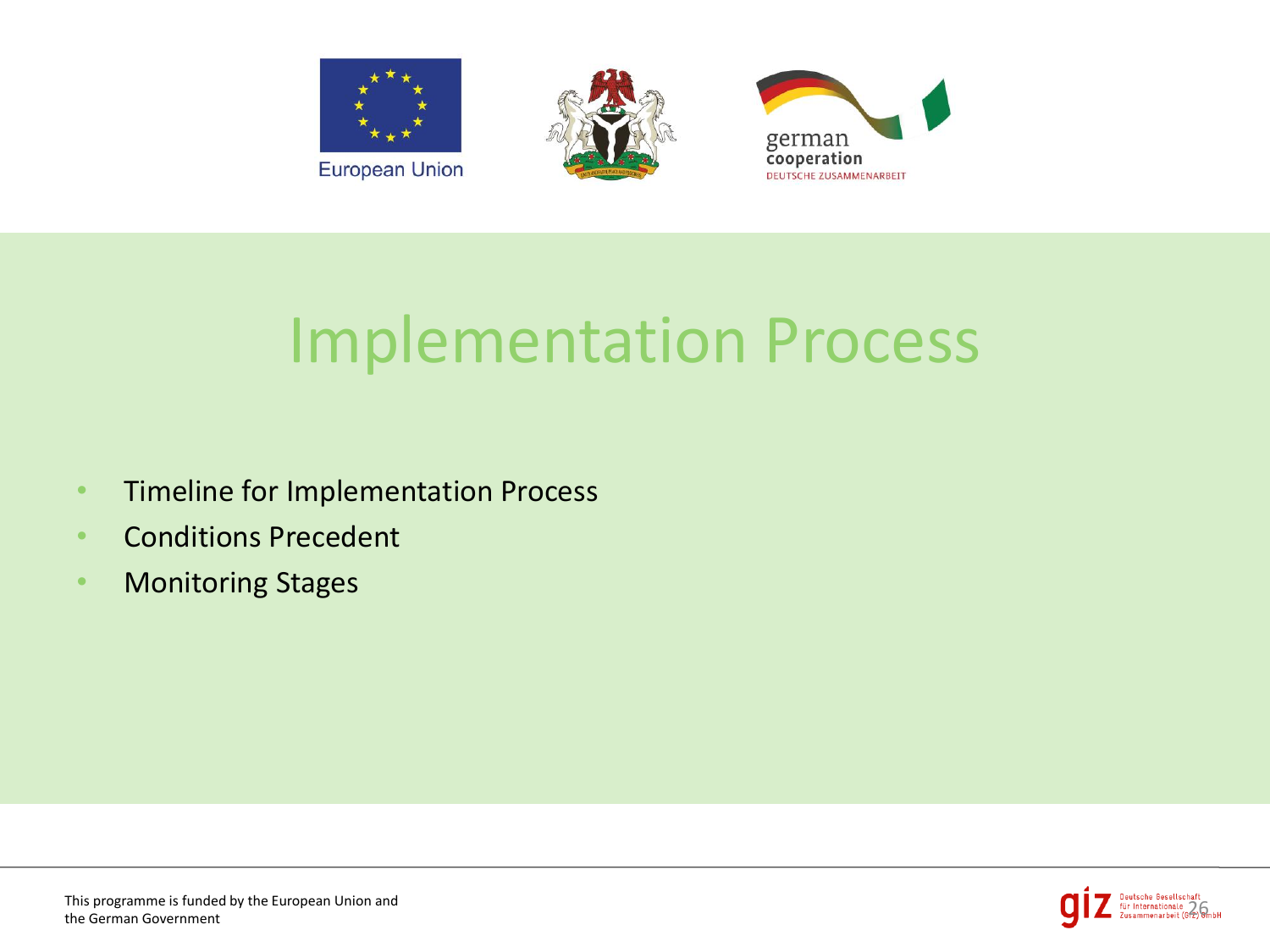# Implementation Process

- Timeline for Implementation Process
- Conditions Precedent
- Monitoring Stages

This programme is funded by the European Union and the German Government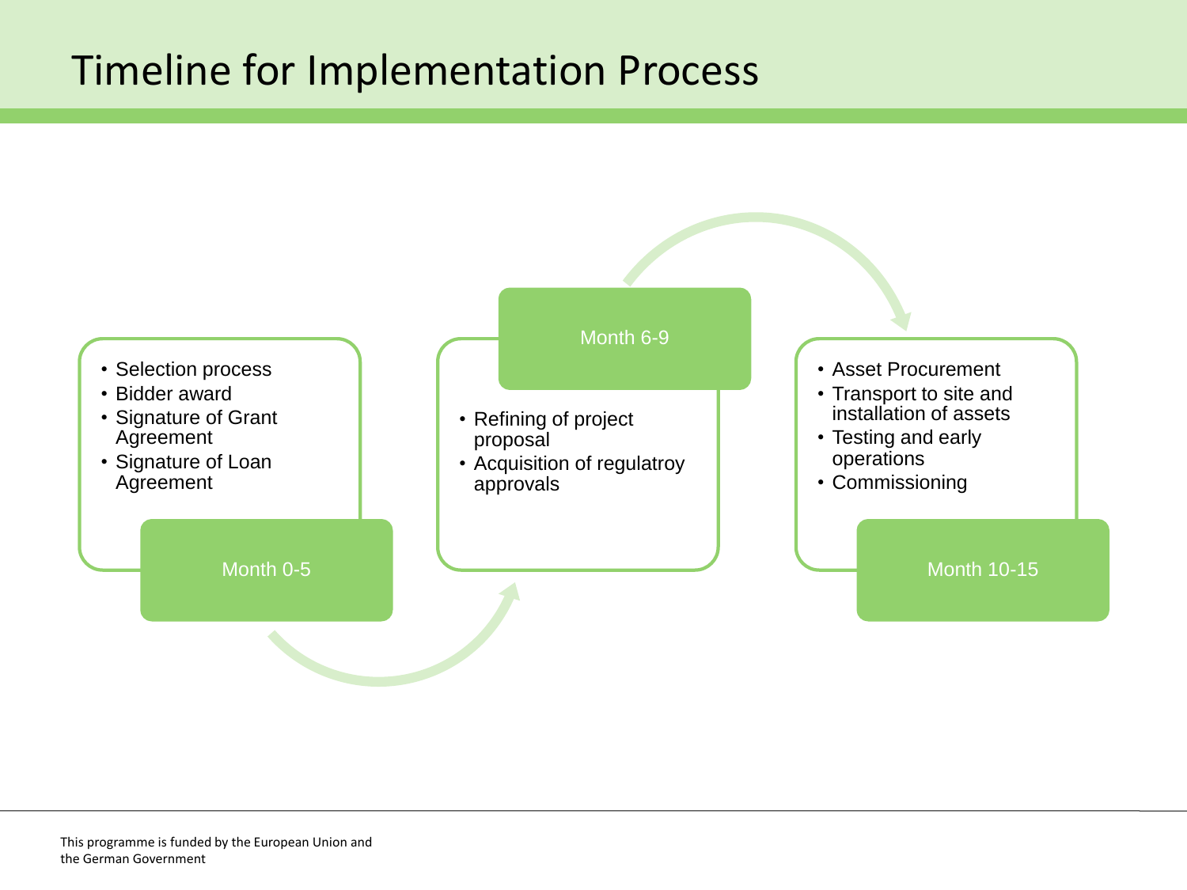# Timeline for Implementation Process

**Month 0-5**

- Selection process
- Bidder award
- Signature of Grant Agreement
- Signature of Loan Agreement

**Month 6-9**

- Refining of project proposal
- Acquisition of regulatroy approvals

**Month 10-15**

- Asset Procurement
- Transport to site and installation of assets
- Testing and early operations
- Commissioning

This programme is funded by the European Union and the German Government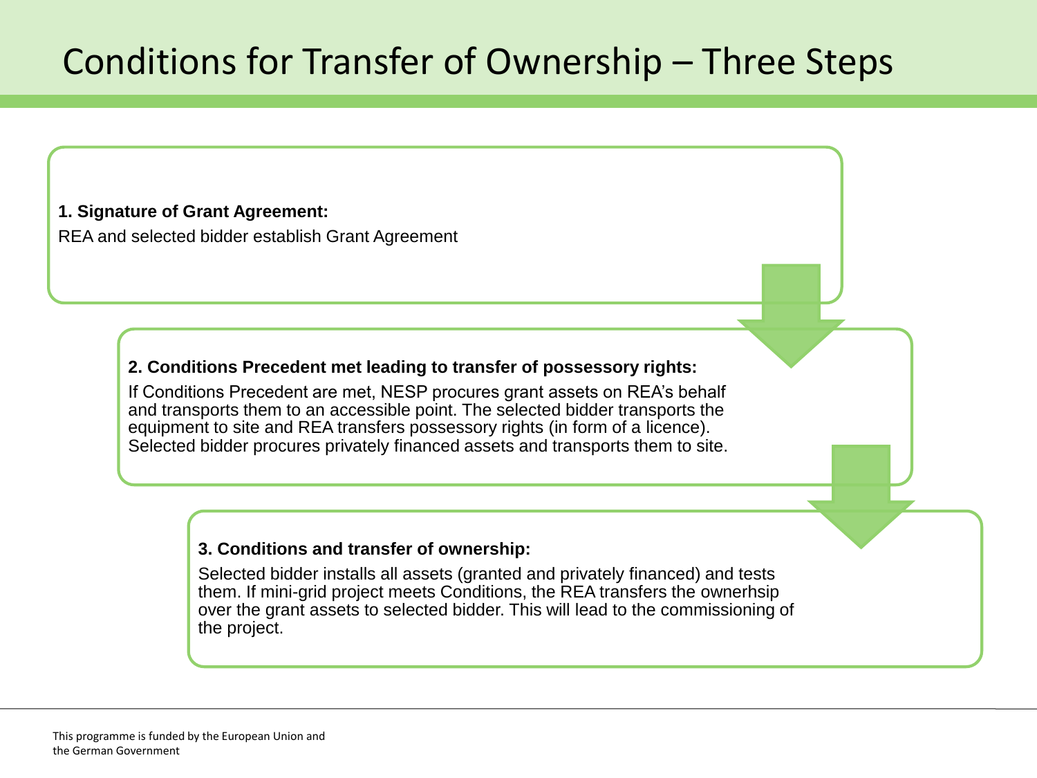# Conditions for Transfer of Ownership – Three Steps

**1. Signature of Grant Agreement:**

REA and selected bidder establish Grant Agreement

**2. Conditions Precedent met leading to transfer of possessory rights:**

If Conditions Precedent are met, NESP procures grant assets on REA's behalf and transports them to an accessible point. The selected bidder transports the equipment to site and REA transfers possessory rights (in form of a licence). Selected bidder procures privately financed assets and transports them to site.

**3. Conditions and transfer of ownership:**

Selected bidder installs all assets (granted and privately financed) and tests them. If mini-grid project meets Conditions, the REA transfers the ownerhsip over the grant assets to selected bidder. This will lead to the commissioning of the project.

This programme is funded by the European Union and the German Government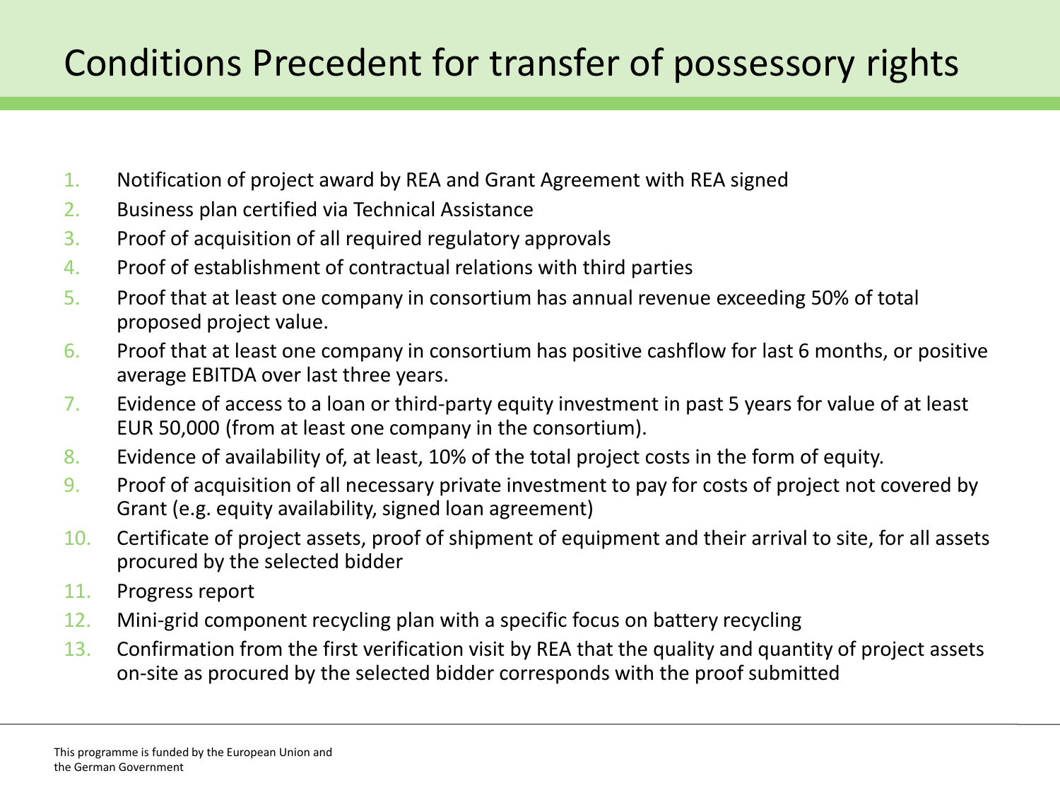# Conditions Precedent for transfer of possessory rights

1. Notification of project award by REA and Grant Agreement with REA signed
2. Business plan certified via Technical Assistance
3. Proof of acquisition of all required regulatory approvals
4. Proof of establishment of contractual relations with third parties
5. Proof that at least one company in consortium has annual revenue exceeding 50% of total proposed project value.
6. Proof that at least one company in consortium has positive cashflow for last 6 months, or positive average EBITDA over last three years.
7. Evidence of access to a loan or third-party equity investment in past 5 years for value of at least EUR 50,000 (from at least one company in the consortium).
8. Evidence of availability of, at least, 10% of the total project costs in the form of equity.
9. Proof of acquisition of all necessary private investment to pay for costs of project not covered by Grant (e.g. equity availability, signed loan agreement)
10. Certificate of project assets, proof of shipment of equipment and their arrival to site, for all assets procured by the selected bidder
11. Progress report
12. Mini-grid component recycling plan with a specific focus on battery recycling
13. Confirmation from the first verification visit by REA that the quality and quantity of project assets on-site as procured by the selected bidder corresponds with the proof submitted

This programme is funded by the European Union and the German Government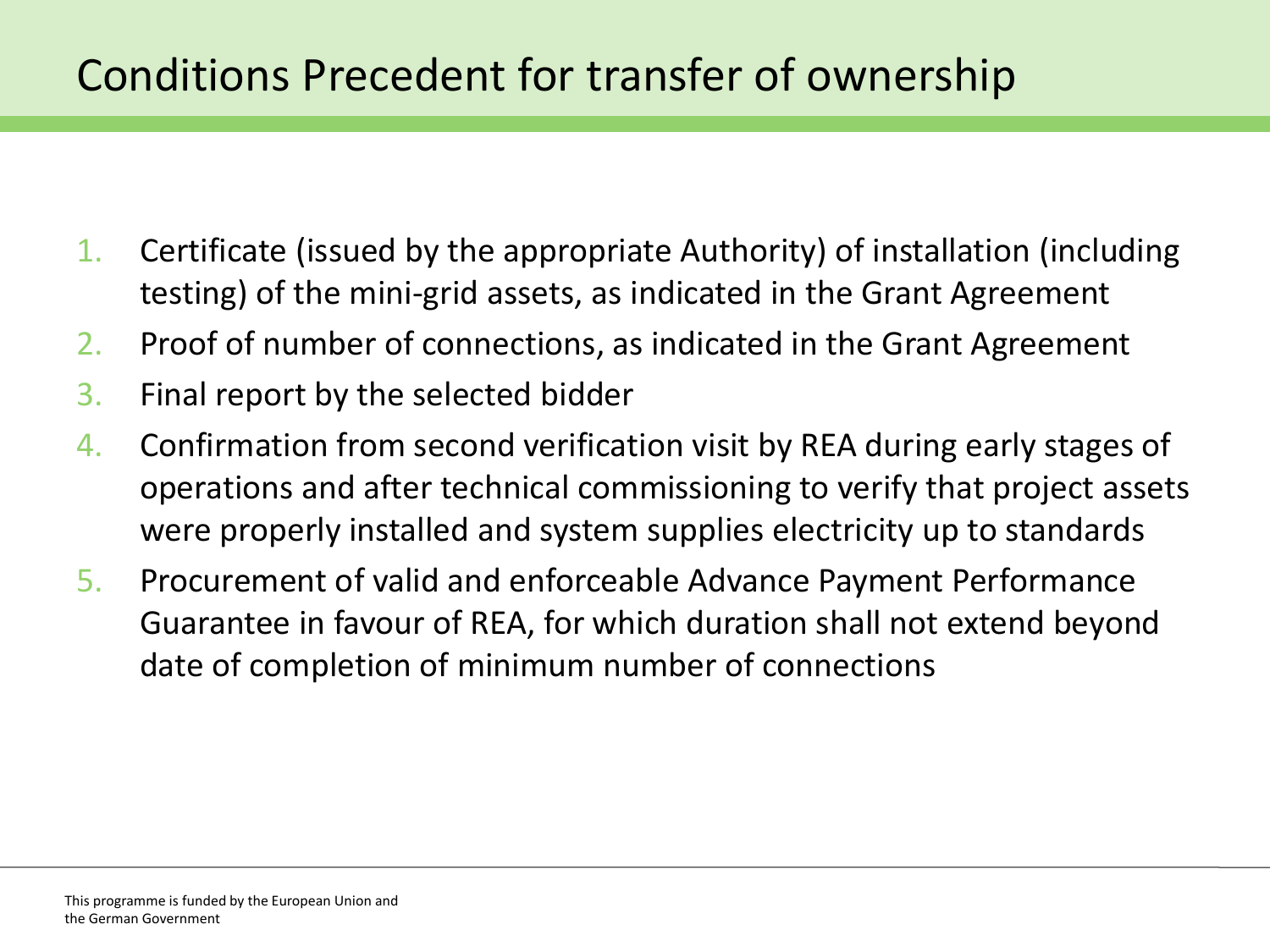# Conditions Precedent for transfer of ownership

1. Certificate (issued by the appropriate Authority) of installation (including testing) of the mini-grid assets, as indicated in the Grant Agreement
2. Proof of number of connections, as indicated in the Grant Agreement
3. Final report by the selected bidder
4. Confirmation from second verification visit by REA during early stages of operations and after technical commissioning to verify that project assets were properly installed and system supplies electricity up to standards
5. Procurement of valid and enforceable Advance Payment Performance Guarantee in favour of REA, for which duration shall not extend beyond date of completion of minimum number of connections

This programme is funded by the European Union and the German Government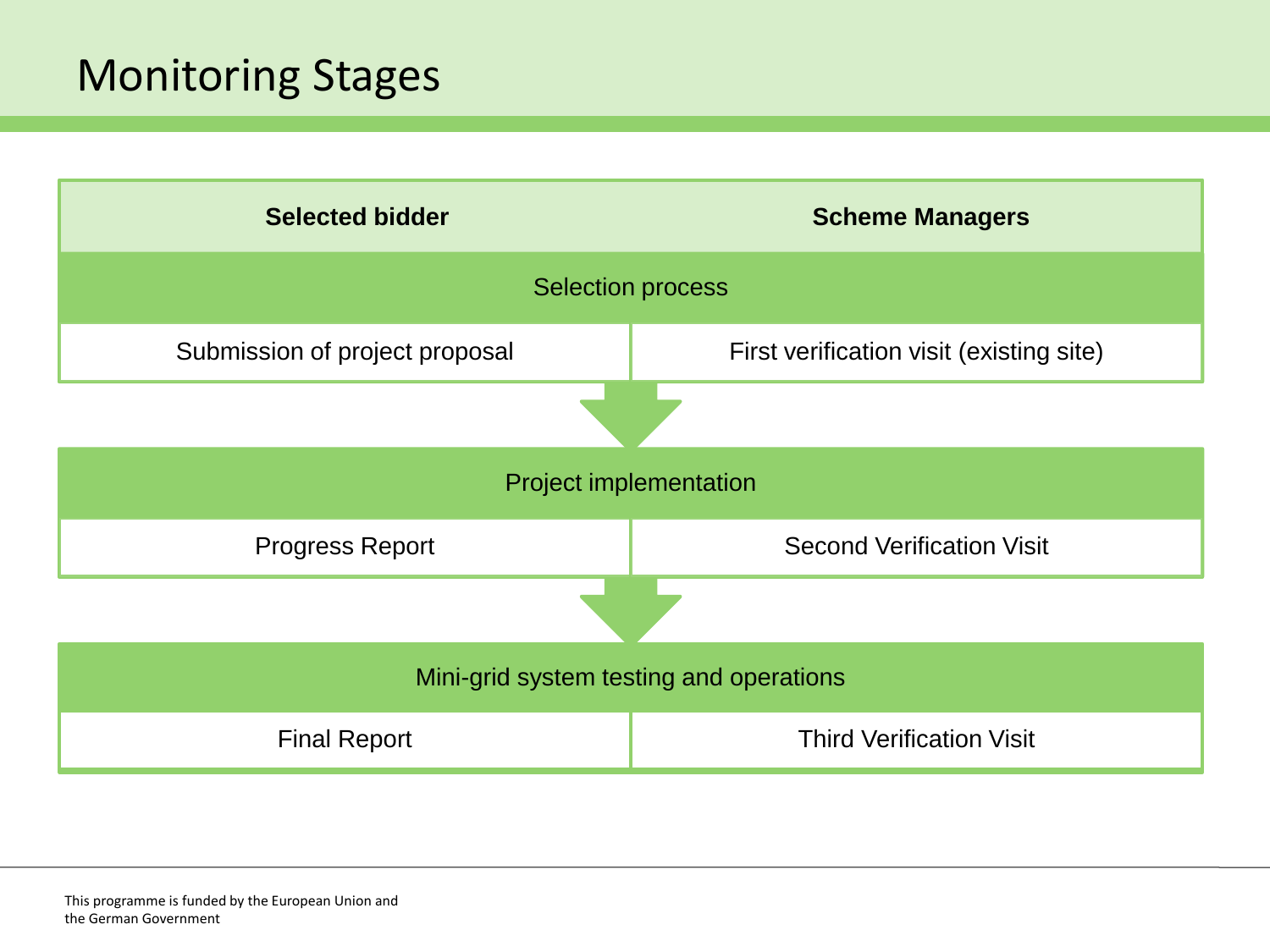# Monitoring Stages

| Selected bidder | Scheme Managers |
|---|---|
| **Selection process** | |
| Submission of project proposal | First verification visit (existing site) |
| **Project implementation** | |
| Progress Report | Second Verification Visit |
| **Mini-grid system testing and operations** | |
| Final Report | Third Verification Visit |

This programme is funded by the European Union and the German Government